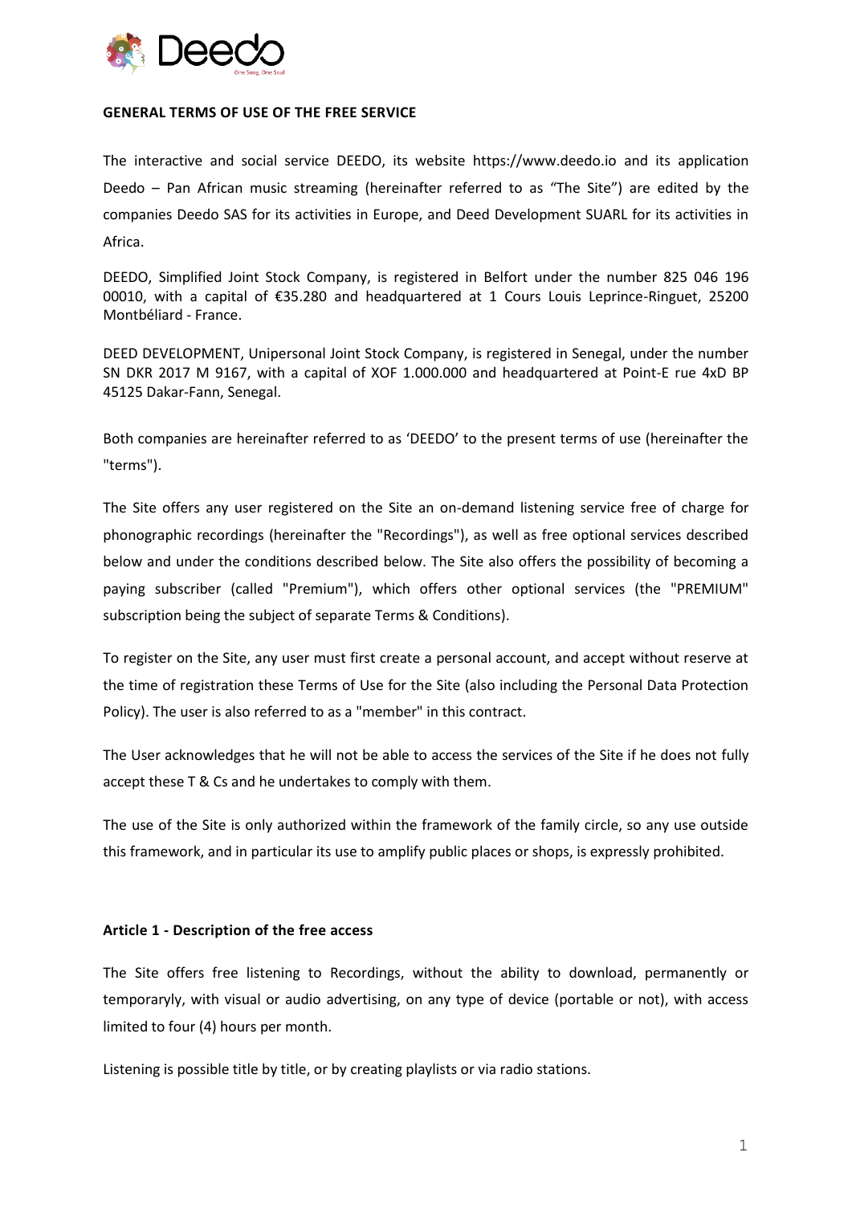## GENERAL TERMS OF USE OF THE FREE SERVICE

The interactive and social service DEEDO, its website https://www.deedo.io and its application Deedo – Pan African music streaming (hereinafter referred to as "The Site") are edited by the companies Deedo SAS for its activities in Europe, and Deed Development SUARL for its activities in Africa.

DEEDO, Simplified Joint Stock Company, is registered in Belfort under the number 825 046 196 00010, with a capital of €35.280 and headquartered at 1 Cours Louis Leprince-Ringuet, 25200 Montbéliard - France.

DEED DEVELOPMENT, Unipersonal Joint Stock Company, is registered in Senegal, under the number SN DKR 2017 M 9167, with a capital of XOF 1.000.000 and headquartered at Point-E rue 4xD BP 45125 Dakar-Fann, Senegal.

Both companies are hereinafter referred to as 'DEEDO' to the present terms of use (hereinafter the "terms").

The Site offers any user registered on the Site an on-demand listening service free of charge for phonographic recordings (hereinafter the "Recordings"), as well as free optional services described below and under the conditions described below. The Site also offers the possibility of becoming a paying subscriber (called "Premium"), which offers other optional services (the "PREMIUM" subscription being the subject of separate Terms & Conditions).

To register on the Site, any user must first create a personal account, and accept without reserve at the time of registration these Terms of Use for the Site (also including the Personal Data Protection Policy). The user is also referred to as a "member" in this contract.

The User acknowledges that he will not be able to access the services of the Site if he does not fully accept these T & Cs and he undertakes to comply with them.

The use of the Site is only authorized within the framework of the family circle, so any use outside this framework, and in particular its use to amplify public places or shops, is expressly prohibited.

### Article 1 - Description of the free access

The Site offers free listening to Recordings, without the ability to download, permanently or temporaryly, with visual or audio advertising, on any type of device (portable or not), with access limited to four (4) hours per month.

Listening is possible title by title, or by creating playlists or via radio stations.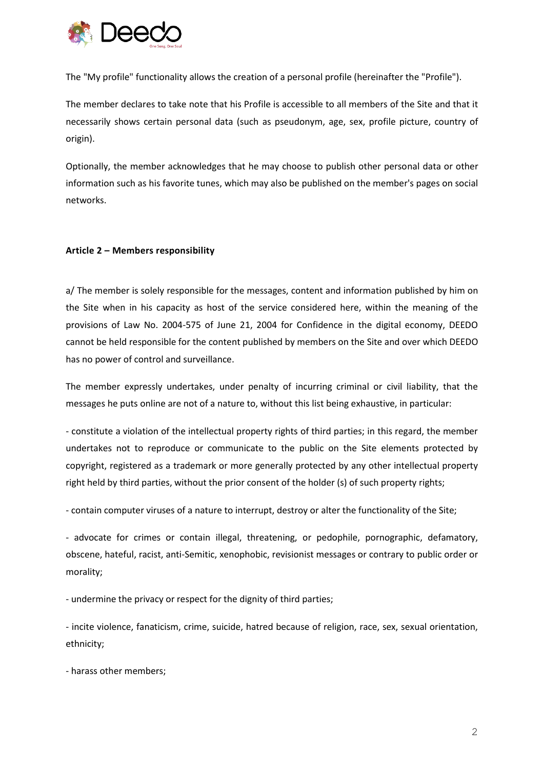The "My profile" functionality allows the creation of a personal profile (hereinafter the "Profile").

The member declares to take note that his Profile is accessible to all members of the Site and that it necessarily shows certain personal data (such as pseudonym, age, sex, profile picture, country of origin).

Optionally, the member acknowledges that he may choose to publish other personal data or other information such as his favorite tunes, which may also be published on the member's pages on social networks.

**Article 2 – Members responsibility**

a/ The member is solely responsible for the messages, content and information published by him on the Site when in his capacity as host of the service considered here, within the meaning of the provisions of Law No. 2004-575 of June 21, 2004 for Confidence in the digital economy, DEEDO cannot be held responsible for the content published by members on the Site and over which DEEDO has no power of control and surveillance.

The member expressly undertakes, under penalty of incurring criminal or civil liability, that the messages he puts online are not of a nature to, without this list being exhaustive, in particular:

- constitute a violation of the intellectual property rights of third parties; in this regard, the member undertakes not to reproduce or communicate to the public on the Site elements protected by copyright, registered as a trademark or more generally protected by any other intellectual property right held by third parties, without the prior consent of the holder (s) of such property rights;

- contain computer viruses of a nature to interrupt, destroy or alter the functionality of the Site;

- advocate for crimes or contain illegal, threatening, or pedophile, pornographic, defamatory, obscene, hateful, racist, anti-Semitic, xenophobic, revisionist messages or contrary to public order or morality;

- undermine the privacy or respect for the dignity of third parties;

- incite violence, fanaticism, crime, suicide, hatred because of religion, race, sex, sexual orientation, ethnicity;

- harass other members;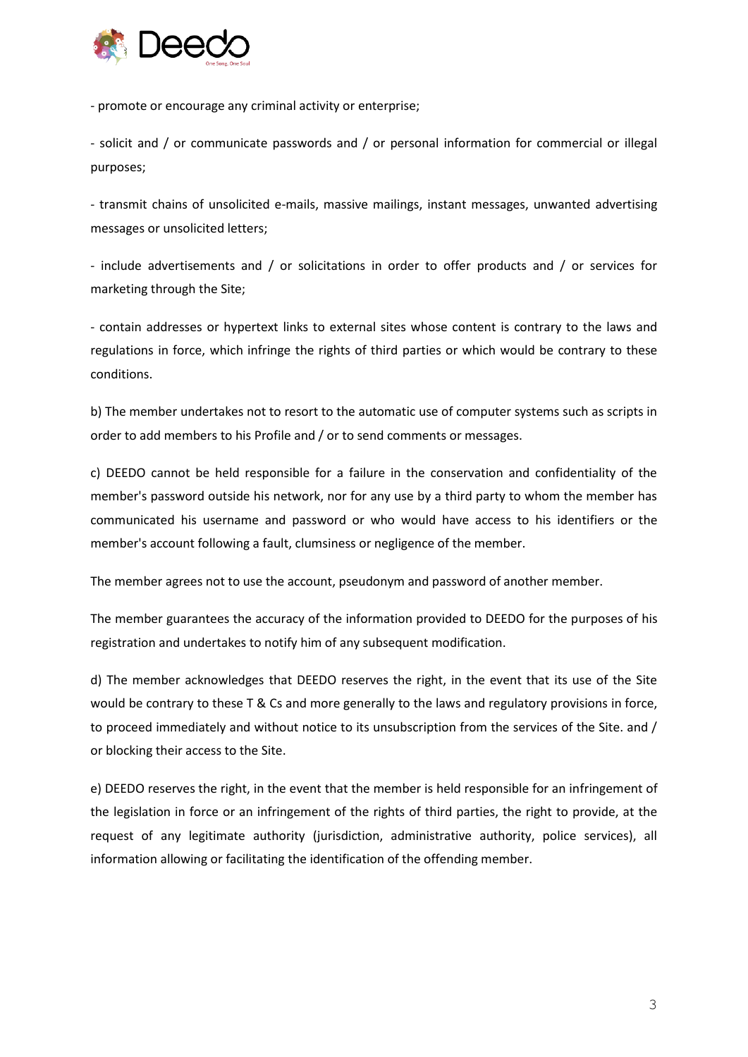- promote or encourage any criminal activity or enterprise;

- solicit and / or communicate passwords and / or personal information for commercial or illegal purposes;

- transmit chains of unsolicited e-mails, massive mailings, instant messages, unwanted advertising messages or unsolicited letters;

- include advertisements and / or solicitations in order to offer products and / or services for marketing through the Site;

- contain addresses or hypertext links to external sites whose content is contrary to the laws and regulations in force, which infringe the rights of third parties or which would be contrary to these conditions.

b) The member undertakes not to resort to the automatic use of computer systems such as scripts in order to add members to his Profile and / or to send comments or messages.

c) DEEDO cannot be held responsible for a failure in the conservation and confidentiality of the member's password outside his network, nor for any use by a third party to whom the member has communicated his username and password or who would have access to his identifiers or the member's account following a fault, clumsiness or negligence of the member.

The member agrees not to use the account, pseudonym and password of another member.

The member guarantees the accuracy of the information provided to DEEDO for the purposes of his registration and undertakes to notify him of any subsequent modification.

d) The member acknowledges that DEEDO reserves the right, in the event that its use of the Site would be contrary to these T & Cs and more generally to the laws and regulatory provisions in force, to proceed immediately and without notice to its unsubscription from the services of the Site. and / or blocking their access to the Site.

e) DEEDO reserves the right, in the event that the member is held responsible for an infringement of the legislation in force or an infringement of the rights of third parties, the right to provide, at the request of any legitimate authority (jurisdiction, administrative authority, police services), all information allowing or facilitating the identification of the offending member.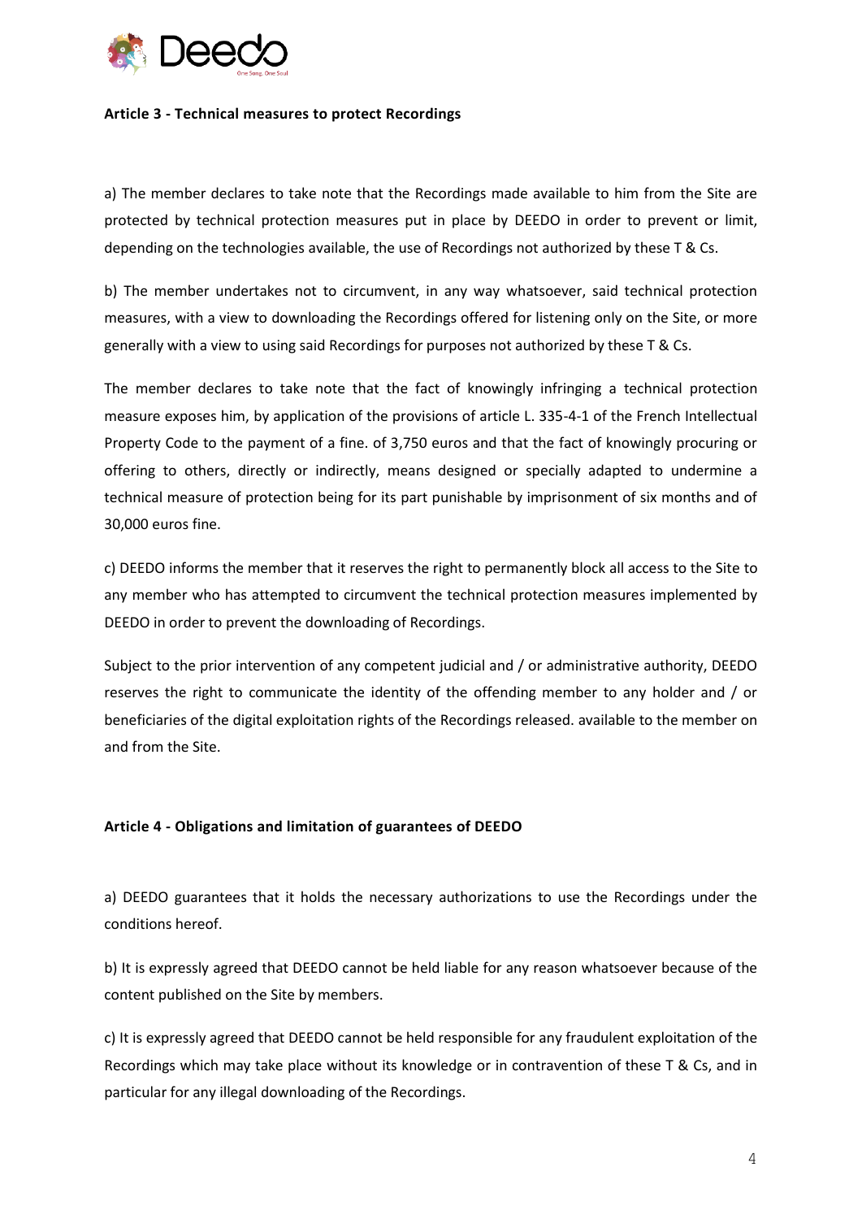**Article 3 - Technical measures to protect Recordings**

a) The member declares to take note that the Recordings made available to him from the Site are protected by technical protection measures put in place by DEEDO in order to prevent or limit, depending on the technologies available, the use of Recordings not authorized by these T & Cs.

b) The member undertakes not to circumvent, in any way whatsoever, said technical protection measures, with a view to downloading the Recordings offered for listening only on the Site, or more generally with a view to using said Recordings for purposes not authorized by these T & Cs.

The member declares to take note that the fact of knowingly infringing a technical protection measure exposes him, by application of the provisions of article L. 335-4-1 of the French Intellectual Property Code to the payment of a fine. of 3,750 euros and that the fact of knowingly procuring or offering to others, directly or indirectly, means designed or specially adapted to undermine a technical measure of protection being for its part punishable by imprisonment of six months and of 30,000 euros fine.

c) DEEDO informs the member that it reserves the right to permanently block all access to the Site to any member who has attempted to circumvent the technical protection measures implemented by DEEDO in order to prevent the downloading of Recordings.

Subject to the prior intervention of any competent judicial and / or administrative authority, DEEDO reserves the right to communicate the identity of the offending member to any holder and / or beneficiaries of the digital exploitation rights of the Recordings released. available to the member on and from the Site.

**Article 4 - Obligations and limitation of guarantees of DEEDO**

a) DEEDO guarantees that it holds the necessary authorizations to use the Recordings under the conditions hereof.

b) It is expressly agreed that DEEDO cannot be held liable for any reason whatsoever because of the content published on the Site by members.

c) It is expressly agreed that DEEDO cannot be held responsible for any fraudulent exploitation of the Recordings which may take place without its knowledge or in contravention of these T & Cs, and in particular for any illegal downloading of the Recordings.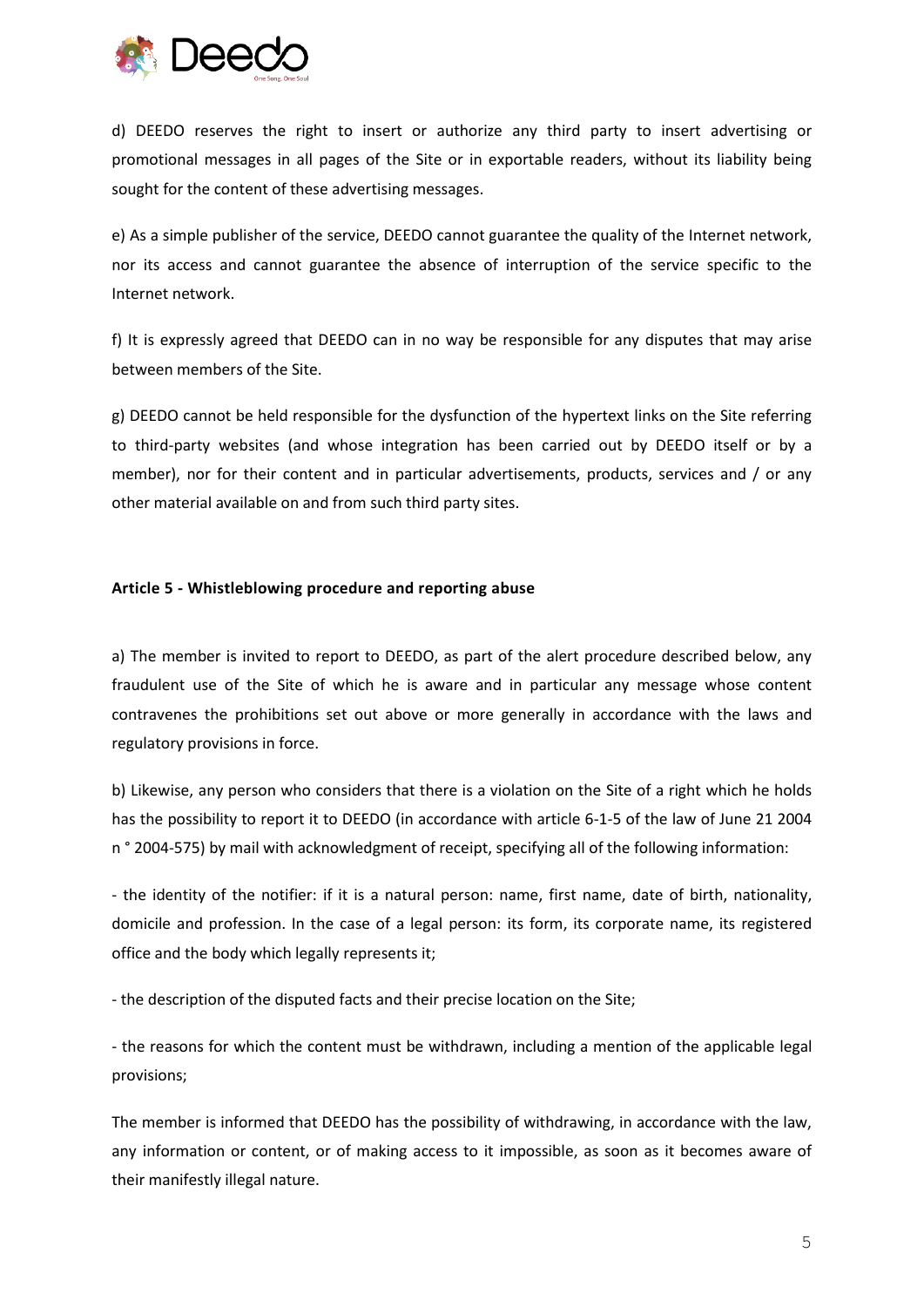d) DEEDO reserves the right to insert or authorize any third party to insert advertising or promotional messages in all pages of the Site or in exportable readers, without its liability being sought for the content of these advertising messages.

e) As a simple publisher of the service, DEEDO cannot guarantee the quality of the Internet network, nor its access and cannot guarantee the absence of interruption of the service specific to the Internet network.

f) It is expressly agreed that DEEDO can in no way be responsible for any disputes that may arise between members of the Site.

g) DEEDO cannot be held responsible for the dysfunction of the hypertext links on the Site referring to third-party websites (and whose integration has been carried out by DEEDO itself or by a member), nor for their content and in particular advertisements, products, services and / or any other material available on and from such third party sites.

**Article 5 - Whistleblowing procedure and reporting abuse**

a) The member is invited to report to DEEDO, as part of the alert procedure described below, any fraudulent use of the Site of which he is aware and in particular any message whose content contravenes the prohibitions set out above or more generally in accordance with the laws and regulatory provisions in force.

b) Likewise, any person who considers that there is a violation on the Site of a right which he holds has the possibility to report it to DEEDO (in accordance with article 6-1-5 of the law of June 21 2004 n ° 2004-575) by mail with acknowledgment of receipt, specifying all of the following information:

- the identity of the notifier: if it is a natural person: name, first name, date of birth, nationality, domicile and profession. In the case of a legal person: its form, its corporate name, its registered office and the body which legally represents it;

- the description of the disputed facts and their precise location on the Site;

- the reasons for which the content must be withdrawn, including a mention of the applicable legal provisions;

The member is informed that DEEDO has the possibility of withdrawing, in accordance with the law, any information or content, or of making access to it impossible, as soon as it becomes aware of their manifestly illegal nature.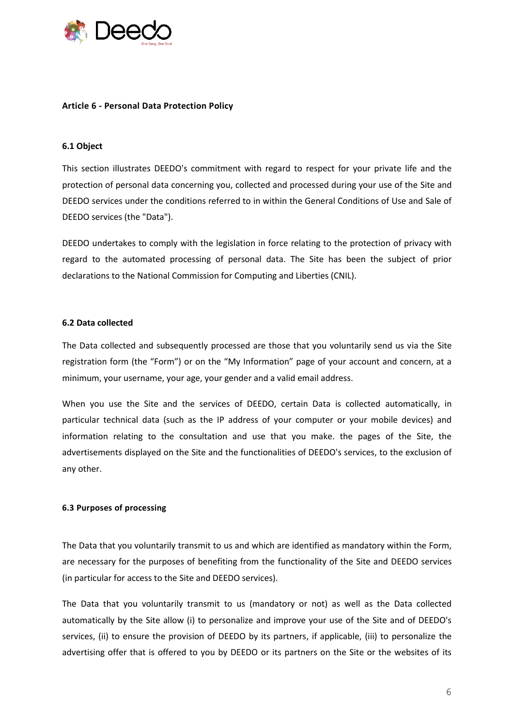**Article 6 - Personal Data Protection Policy**

**6.1 Object**

This section illustrates DEEDO's commitment with regard to respect for your private life and the protection of personal data concerning you, collected and processed during your use of the Site and DEEDO services under the conditions referred to in within the General Conditions of Use and Sale of DEEDO services (the "Data").

DEEDO undertakes to comply with the legislation in force relating to the protection of privacy with regard to the automated processing of personal data. The Site has been the subject of prior declarations to the National Commission for Computing and Liberties (CNIL).

**6.2 Data collected**

The Data collected and subsequently processed are those that you voluntarily send us via the Site registration form (the "Form") or on the "My Information" page of your account and concern, at a minimum, your username, your age, your gender and a valid email address.

When you use the Site and the services of DEEDO, certain Data is collected automatically, in particular technical data (such as the IP address of your computer or your mobile devices) and information relating to the consultation and use that you make. the pages of the Site, the advertisements displayed on the Site and the functionalities of DEEDO's services, to the exclusion of any other.

**6.3 Purposes of processing**

The Data that you voluntarily transmit to us and which are identified as mandatory within the Form, are necessary for the purposes of benefiting from the functionality of the Site and DEEDO services (in particular for access to the Site and DEEDO services).

The Data that you voluntarily transmit to us (mandatory or not) as well as the Data collected automatically by the Site allow (i) to personalize and improve your use of the Site and of DEEDO's services, (ii) to ensure the provision of DEEDO by its partners, if applicable, (iii) to personalize the advertising offer that is offered to you by DEEDO or its partners on the Site or the websites of its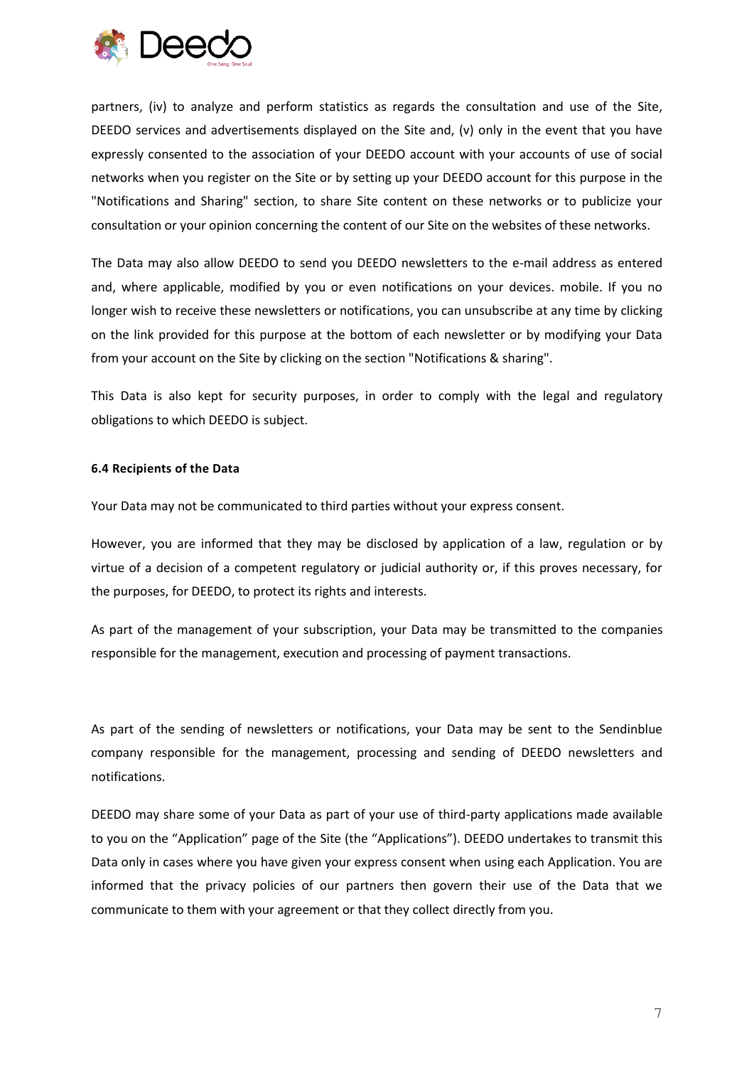partners, (iv) to analyze and perform statistics as regards the consultation and use of the Site, DEEDO services and advertisements displayed on the Site and, (v) only in the event that you have expressly consented to the association of your DEEDO account with your accounts of use of social networks when you register on the Site or by setting up your DEEDO account for this purpose in the "Notifications and Sharing" section, to share Site content on these networks or to publicize your consultation or your opinion concerning the content of our Site on the websites of these networks.

The Data may also allow DEEDO to send you DEEDO newsletters to the e-mail address as entered and, where applicable, modified by you or even notifications on your devices. mobile. If you no longer wish to receive these newsletters or notifications, you can unsubscribe at any time by clicking on the link provided for this purpose at the bottom of each newsletter or by modifying your Data from your account on the Site by clicking on the section "Notifications & sharing".

This Data is also kept for security purposes, in order to comply with the legal and regulatory obligations to which DEEDO is subject.

**6.4 Recipients of the Data**

Your Data may not be communicated to third parties without your express consent.

However, you are informed that they may be disclosed by application of a law, regulation or by virtue of a decision of a competent regulatory or judicial authority or, if this proves necessary, for the purposes, for DEEDO, to protect its rights and interests.

As part of the management of your subscription, your Data may be transmitted to the companies responsible for the management, execution and processing of payment transactions.

As part of the sending of newsletters or notifications, your Data may be sent to the Sendinblue company responsible for the management, processing and sending of DEEDO newsletters and notifications.

DEEDO may share some of your Data as part of your use of third-party applications made available to you on the “Application” page of the Site (the “Applications”). DEEDO undertakes to transmit this Data only in cases where you have given your express consent when using each Application. You are informed that the privacy policies of our partners then govern their use of the Data that we communicate to them with your agreement or that they collect directly from you.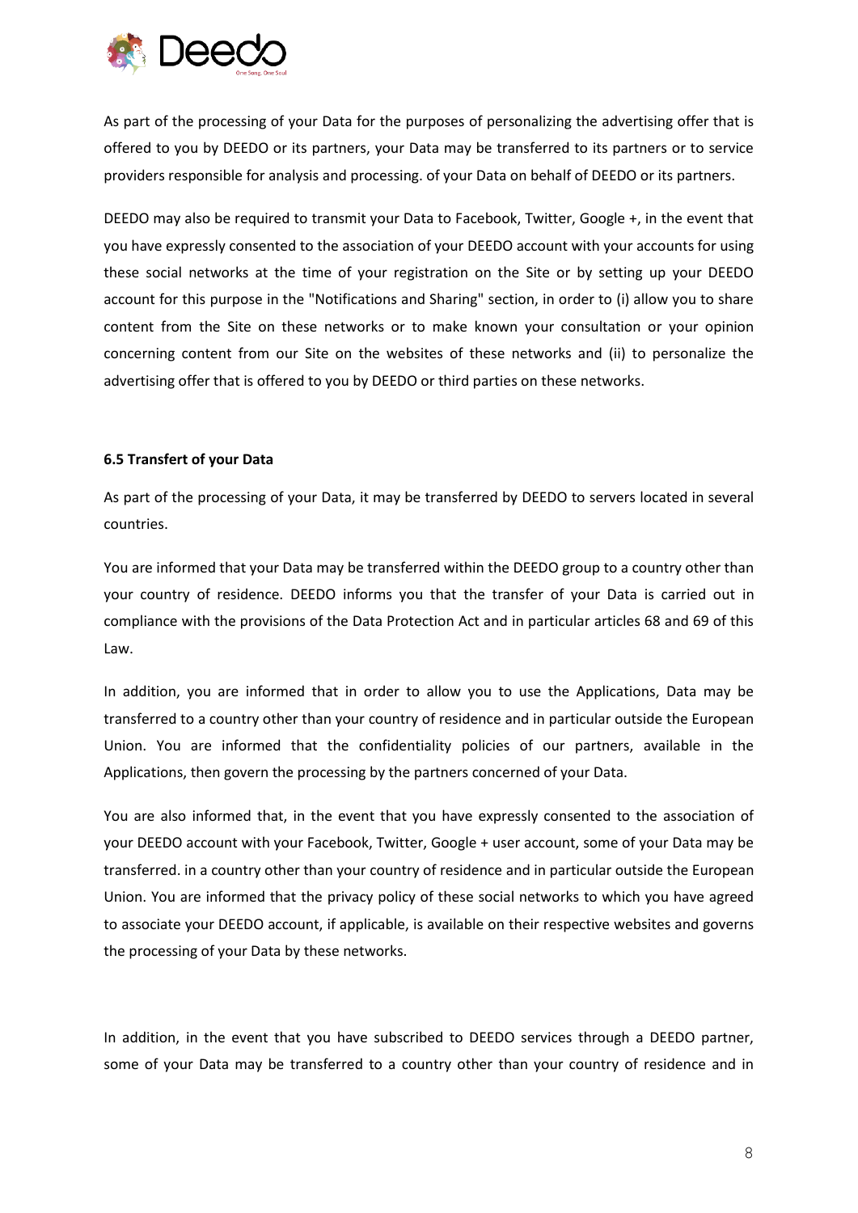As part of the processing of your Data for the purposes of personalizing the advertising offer that is offered to you by DEEDO or its partners, your Data may be transferred to its partners or to service providers responsible for analysis and processing. of your Data on behalf of DEEDO or its partners.

DEEDO may also be required to transmit your Data to Facebook, Twitter, Google +, in the event that you have expressly consented to the association of your DEEDO account with your accounts for using these social networks at the time of your registration on the Site or by setting up your DEEDO account for this purpose in the "Notifications and Sharing" section, in order to (i) allow you to share content from the Site on these networks or to make known your consultation or your opinion concerning content from our Site on the websites of these networks and (ii) to personalize the advertising offer that is offered to you by DEEDO or third parties on these networks.

**6.5 Transfert of your Data**

As part of the processing of your Data, it may be transferred by DEEDO to servers located in several countries.

You are informed that your Data may be transferred within the DEEDO group to a country other than your country of residence. DEEDO informs you that the transfer of your Data is carried out in compliance with the provisions of the Data Protection Act and in particular articles 68 and 69 of this Law.

In addition, you are informed that in order to allow you to use the Applications, Data may be transferred to a country other than your country of residence and in particular outside the European Union. You are informed that the confidentiality policies of our partners, available in the Applications, then govern the processing by the partners concerned of your Data.

You are also informed that, in the event that you have expressly consented to the association of your DEEDO account with your Facebook, Twitter, Google + user account, some of your Data may be transferred. in a country other than your country of residence and in particular outside the European Union. You are informed that the privacy policy of these social networks to which you have agreed to associate your DEEDO account, if applicable, is available on their respective websites and governs the processing of your Data by these networks.

In addition, in the event that you have subscribed to DEEDO services through a DEEDO partner, some of your Data may be transferred to a country other than your country of residence and in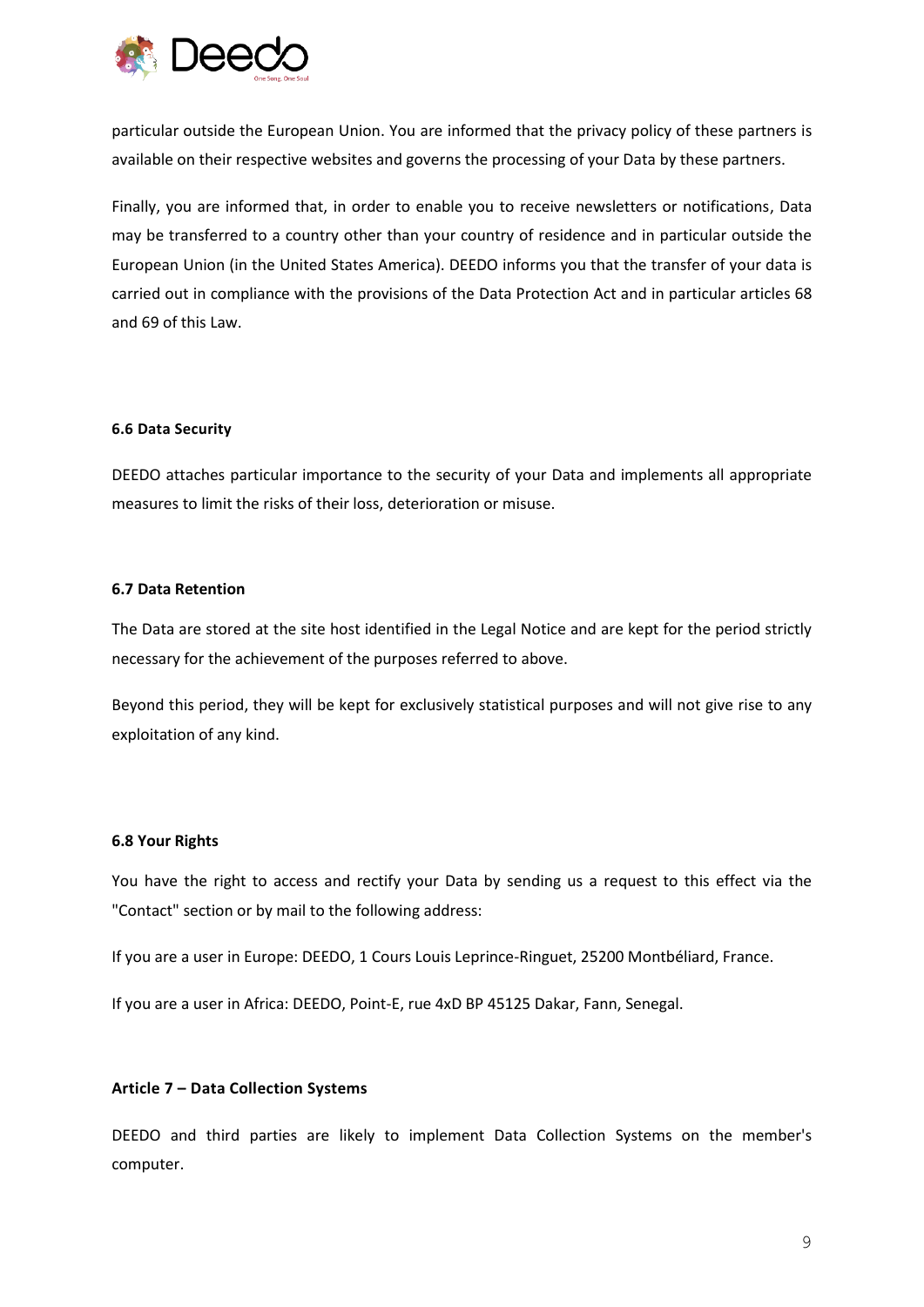particular outside the European Union. You are informed that the privacy policy of these partners is available on their respective websites and governs the processing of your Data by these partners.

Finally, you are informed that, in order to enable you to receive newsletters or notifications, Data may be transferred to a country other than your country of residence and in particular outside the European Union (in the United States America). DEEDO informs you that the transfer of your data is carried out in compliance with the provisions of the Data Protection Act and in particular articles 68 and 69 of this Law.

#### 6.6 Data Security

DEEDO attaches particular importance to the security of your Data and implements all appropriate measures to limit the risks of their loss, deterioration or misuse.

#### 6.7 Data Retention

The Data are stored at the site host identified in the Legal Notice and are kept for the period strictly necessary for the achievement of the purposes referred to above.

Beyond this period, they will be kept for exclusively statistical purposes and will not give rise to any exploitation of any kind.

#### 6.8 Your Rights

You have the right to access and rectify your Data by sending us a request to this effect via the "Contact" section or by mail to the following address:

If you are a user in Europe: DEEDO, 1 Cours Louis Leprince-Ringuet, 25200 Montbéliard, France.

If you are a user in Africa: DEEDO, Point-E, rue 4xD BP 45125 Dakar, Fann, Senegal.

### Article 7 – Data Collection Systems

DEEDO and third parties are likely to implement Data Collection Systems on the member's computer.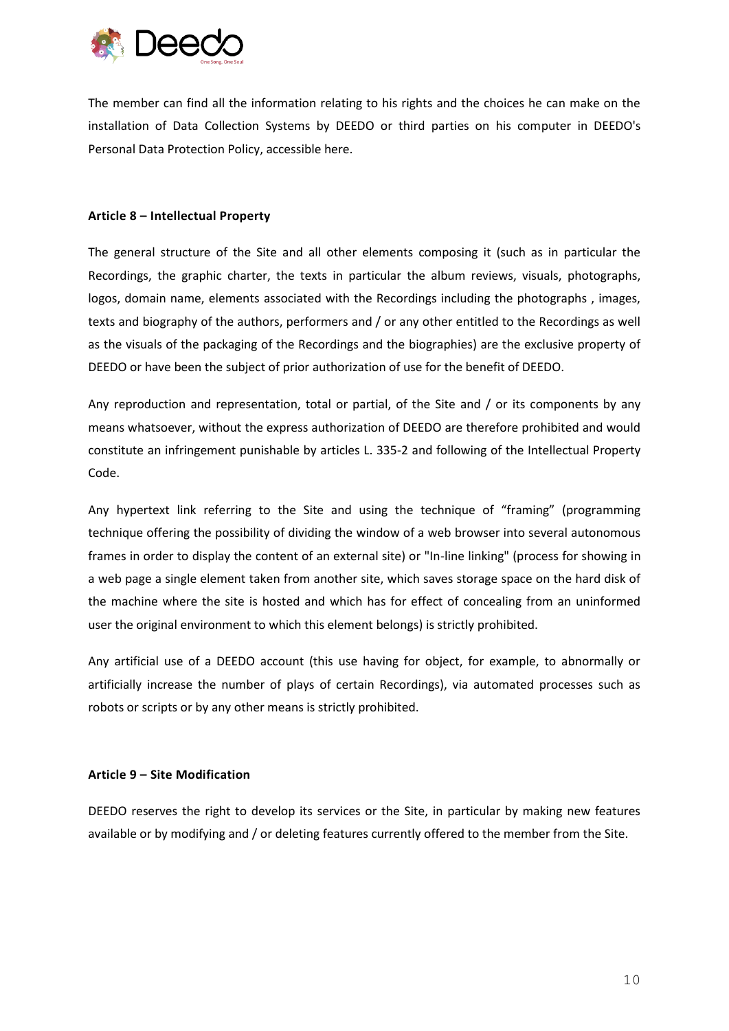The member can find all the information relating to his rights and the choices he can make on the installation of Data Collection Systems by DEEDO or third parties on his computer in DEEDO's Personal Data Protection Policy, accessible here.

**Article 8 – Intellectual Property**

The general structure of the Site and all other elements composing it (such as in particular the Recordings, the graphic charter, the texts in particular the album reviews, visuals, photographs, logos, domain name, elements associated with the Recordings including the photographs , images, texts and biography of the authors, performers and / or any other entitled to the Recordings as well as the visuals of the packaging of the Recordings and the biographies) are the exclusive property of DEEDO or have been the subject of prior authorization of use for the benefit of DEEDO.

Any reproduction and representation, total or partial, of the Site and / or its components by any means whatsoever, without the express authorization of DEEDO are therefore prohibited and would constitute an infringement punishable by articles L. 335-2 and following of the Intellectual Property Code.

Any hypertext link referring to the Site and using the technique of “framing” (programming technique offering the possibility of dividing the window of a web browser into several autonomous frames in order to display the content of an external site) or "In-line linking" (process for showing in a web page a single element taken from another site, which saves storage space on the hard disk of the machine where the site is hosted and which has for effect of concealing from an uninformed user the original environment to which this element belongs) is strictly prohibited.

Any artificial use of a DEEDO account (this use having for object, for example, to abnormally or artificially increase the number of plays of certain Recordings), via automated processes such as robots or scripts or by any other means is strictly prohibited.

**Article 9 – Site Modification**

DEEDO reserves the right to develop its services or the Site, in particular by making new features available or by modifying and / or deleting features currently offered to the member from the Site.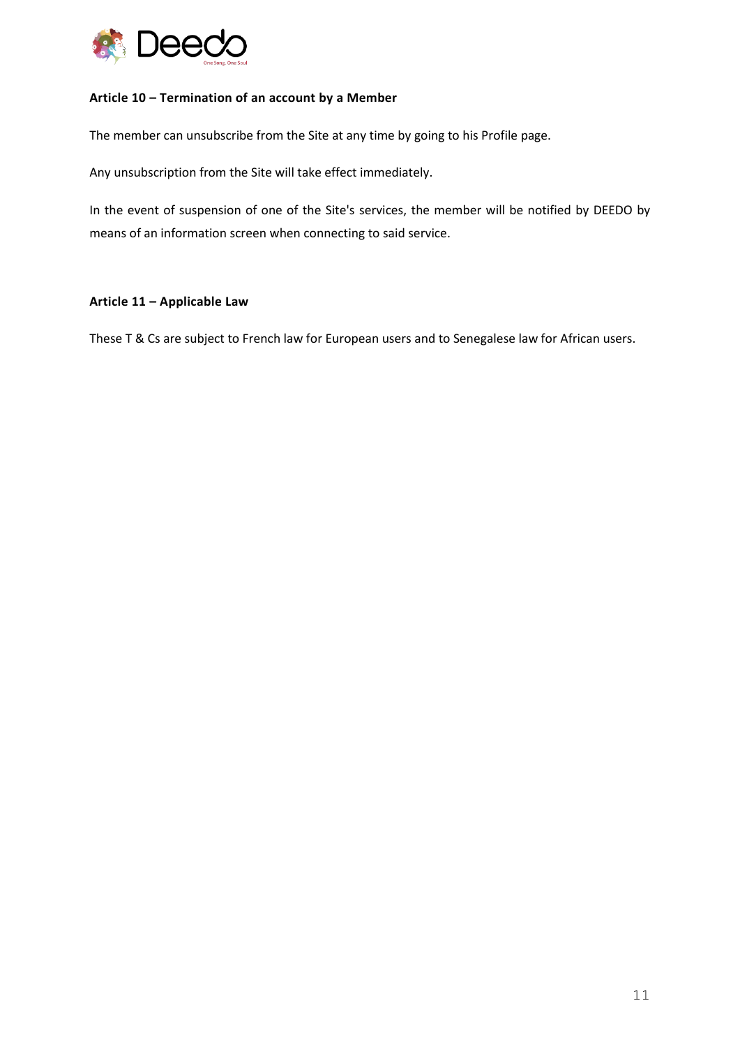### Article 10 – Termination of an account by a Member

The member can unsubscribe from the Site at any time by going to his Profile page.

Any unsubscription from the Site will take effect immediately.

In the event of suspension of one of the Site's services, the member will be notified by DEEDO by means of an information screen when connecting to said service.

### Article 11 – Applicable Law

These T & Cs are subject to French law for European users and to Senegalese law for African users.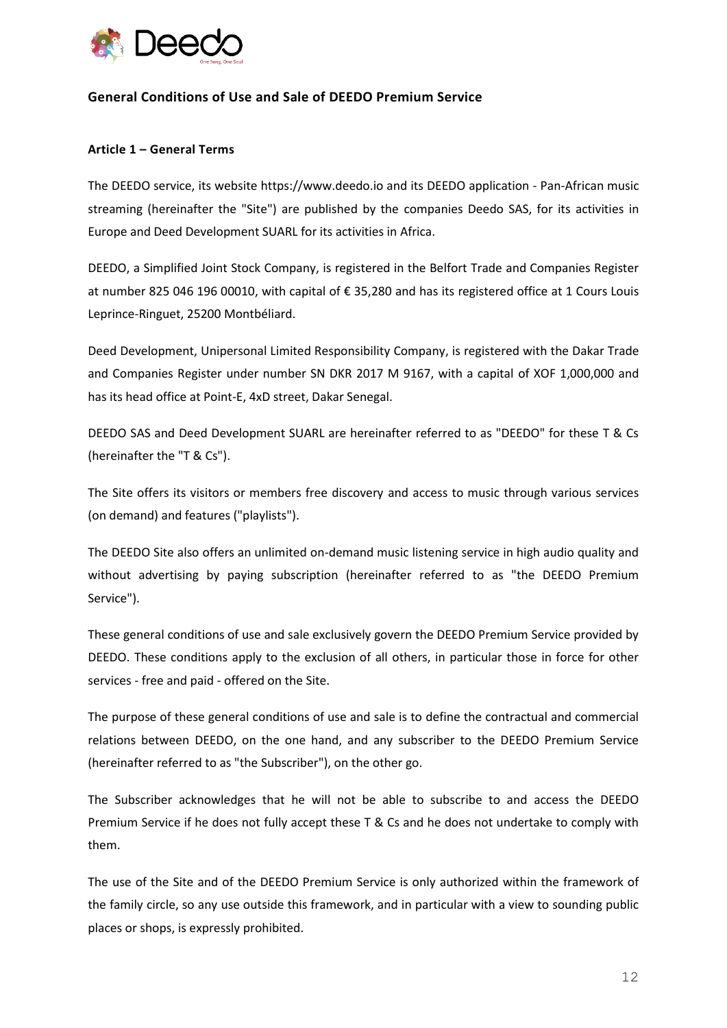## General Conditions of Use and Sale of DEEDO Premium Service

### Article 1 – General Terms

The DEEDO service, its website https://www.deedo.io and its DEEDO application - Pan-African music streaming (hereinafter the "Site") are published by the companies Deedo SAS, for its activities in Europe and Deed Development SUARL for its activities in Africa.

DEEDO, a Simplified Joint Stock Company, is registered in the Belfort Trade and Companies Register at number 825 046 196 00010, with capital of € 35,280 and has its registered office at 1 Cours Louis Leprince-Ringuet, 25200 Montbéliard.

Deed Development, Unipersonal Limited Responsibility Company, is registered with the Dakar Trade and Companies Register under number SN DKR 2017 M 9167, with a capital of XOF 1,000,000 and has its head office at Point-E, 4xD street, Dakar Senegal.

DEEDO SAS and Deed Development SUARL are hereinafter referred to as "DEEDO" for these T & Cs (hereinafter the "T & Cs").

The Site offers its visitors or members free discovery and access to music through various services (on demand) and features ("playlists").

The DEEDO Site also offers an unlimited on-demand music listening service in high audio quality and without advertising by paying subscription (hereinafter referred to as "the DEEDO Premium Service").

These general conditions of use and sale exclusively govern the DEEDO Premium Service provided by DEEDO. These conditions apply to the exclusion of all others, in particular those in force for other services - free and paid - offered on the Site.

The purpose of these general conditions of use and sale is to define the contractual and commercial relations between DEEDO, on the one hand, and any subscriber to the DEEDO Premium Service (hereinafter referred to as "the Subscriber"), on the other go.

The Subscriber acknowledges that he will not be able to subscribe to and access the DEEDO Premium Service if he does not fully accept these T & Cs and he does not undertake to comply with them.

The use of the Site and of the DEEDO Premium Service is only authorized within the framework of the family circle, so any use outside this framework, and in particular with a view to sounding public places or shops, is expressly prohibited.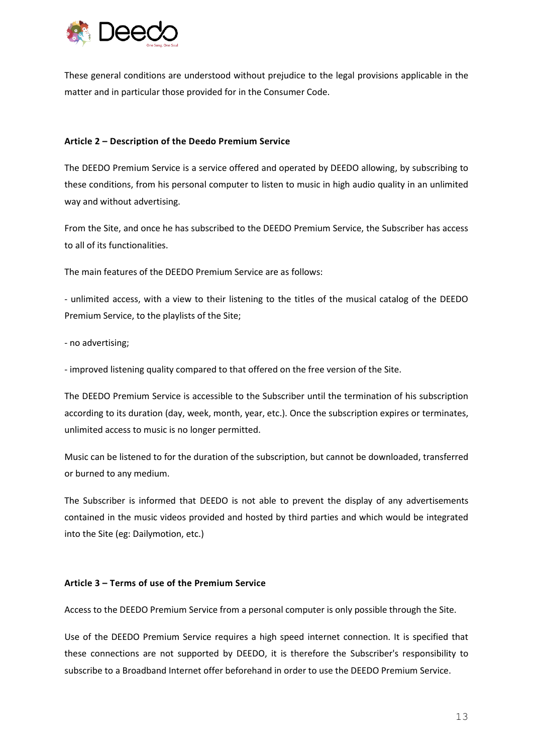These general conditions are understood without prejudice to the legal provisions applicable in the matter and in particular those provided for in the Consumer Code.

### Article 2 – Description of the Deedo Premium Service

The DEEDO Premium Service is a service offered and operated by DEEDO allowing, by subscribing to these conditions, from his personal computer to listen to music in high audio quality in an unlimited way and without advertising.

From the Site, and once he has subscribed to the DEEDO Premium Service, the Subscriber has access to all of its functionalities.

The main features of the DEEDO Premium Service are as follows:

- unlimited access, with a view to their listening to the titles of the musical catalog of the DEEDO Premium Service, to the playlists of the Site;
- no advertising;
- improved listening quality compared to that offered on the free version of the Site.

The DEEDO Premium Service is accessible to the Subscriber until the termination of his subscription according to its duration (day, week, month, year, etc.). Once the subscription expires or terminates, unlimited access to music is no longer permitted.

Music can be listened to for the duration of the subscription, but cannot be downloaded, transferred or burned to any medium.

The Subscriber is informed that DEEDO is not able to prevent the display of any advertisements contained in the music videos provided and hosted by third parties and which would be integrated into the Site (eg: Dailymotion, etc.)

### Article 3 – Terms of use of the Premium Service

Access to the DEEDO Premium Service from a personal computer is only possible through the Site.

Use of the DEEDO Premium Service requires a high speed internet connection. It is specified that these connections are not supported by DEEDO, it is therefore the Subscriber's responsibility to subscribe to a Broadband Internet offer beforehand in order to use the DEEDO Premium Service.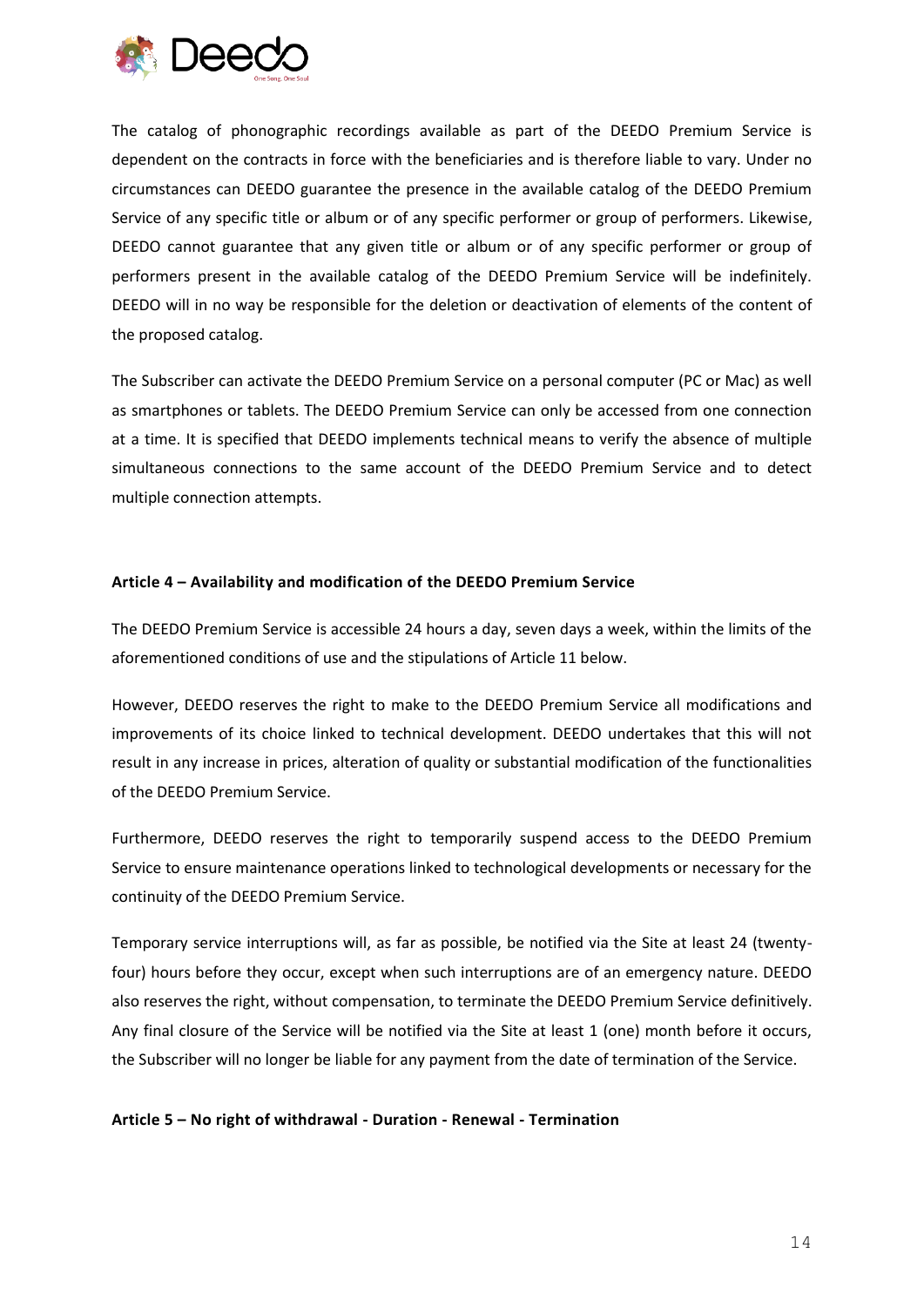The catalog of phonographic recordings available as part of the DEEDO Premium Service is dependent on the contracts in force with the beneficiaries and is therefore liable to vary. Under no circumstances can DEEDO guarantee the presence in the available catalog of the DEEDO Premium Service of any specific title or album or of any specific performer or group of performers. Likewise, DEEDO cannot guarantee that any given title or album or of any specific performer or group of performers present in the available catalog of the DEEDO Premium Service will be indefinitely. DEEDO will in no way be responsible for the deletion or deactivation of elements of the content of the proposed catalog.

The Subscriber can activate the DEEDO Premium Service on a personal computer (PC or Mac) as well as smartphones or tablets. The DEEDO Premium Service can only be accessed from one connection at a time. It is specified that DEEDO implements technical means to verify the absence of multiple simultaneous connections to the same account of the DEEDO Premium Service and to detect multiple connection attempts.

**Article 4 – Availability and modification of the DEEDO Premium Service**

The DEEDO Premium Service is accessible 24 hours a day, seven days a week, within the limits of the aforementioned conditions of use and the stipulations of Article 11 below.

However, DEEDO reserves the right to make to the DEEDO Premium Service all modifications and improvements of its choice linked to technical development. DEEDO undertakes that this will not result in any increase in prices, alteration of quality or substantial modification of the functionalities of the DEEDO Premium Service.

Furthermore, DEEDO reserves the right to temporarily suspend access to the DEEDO Premium Service to ensure maintenance operations linked to technological developments or necessary for the continuity of the DEEDO Premium Service.

Temporary service interruptions will, as far as possible, be notified via the Site at least 24 (twenty-four) hours before they occur, except when such interruptions are of an emergency nature. DEEDO also reserves the right, without compensation, to terminate the DEEDO Premium Service definitively. Any final closure of the Service will be notified via the Site at least 1 (one) month before it occurs, the Subscriber will no longer be liable for any payment from the date of termination of the Service.

**Article 5 – No right of withdrawal - Duration - Renewal - Termination**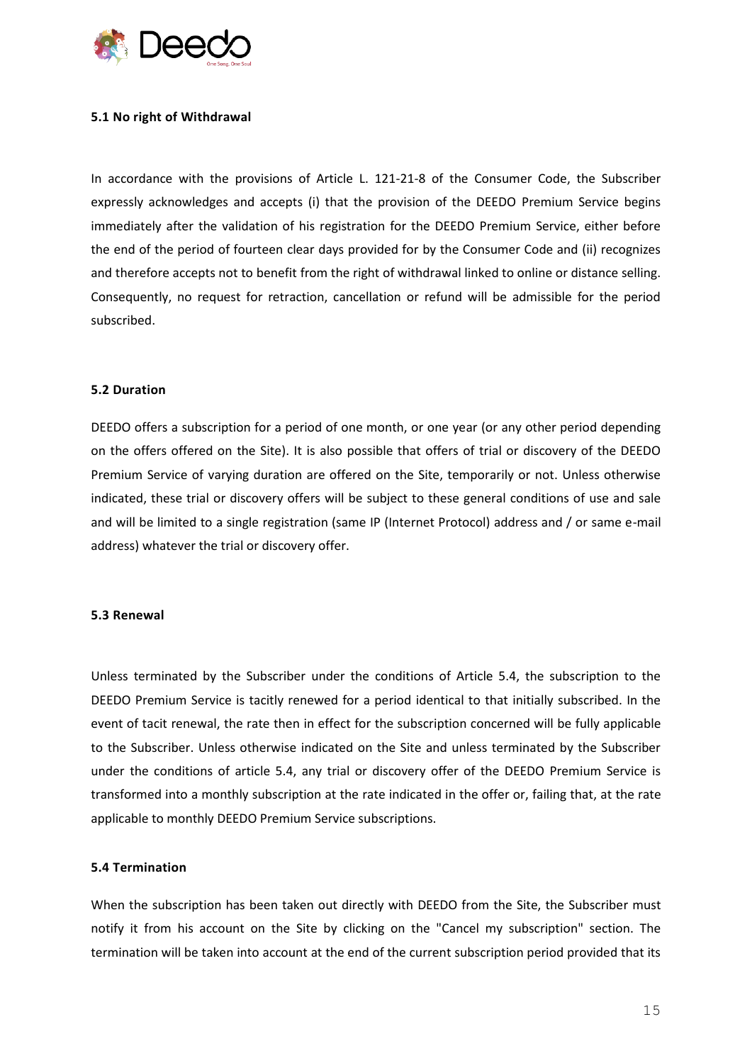### 5.1 No right of Withdrawal

In accordance with the provisions of Article L. 121-21-8 of the Consumer Code, the Subscriber expressly acknowledges and accepts (i) that the provision of the DEEDO Premium Service begins immediately after the validation of his registration for the DEEDO Premium Service, either before the end of the period of fourteen clear days provided for by the Consumer Code and (ii) recognizes and therefore accepts not to benefit from the right of withdrawal linked to online or distance selling. Consequently, no request for retraction, cancellation or refund will be admissible for the period subscribed.

### 5.2 Duration

DEEDO offers a subscription for a period of one month, or one year (or any other period depending on the offers offered on the Site). It is also possible that offers of trial or discovery of the DEEDO Premium Service of varying duration are offered on the Site, temporarily or not. Unless otherwise indicated, these trial or discovery offers will be subject to these general conditions of use and sale and will be limited to a single registration (same IP (Internet Protocol) address and / or same e-mail address) whatever the trial or discovery offer.

### 5.3 Renewal

Unless terminated by the Subscriber under the conditions of Article 5.4, the subscription to the DEEDO Premium Service is tacitly renewed for a period identical to that initially subscribed. In the event of tacit renewal, the rate then in effect for the subscription concerned will be fully applicable to the Subscriber. Unless otherwise indicated on the Site and unless terminated by the Subscriber under the conditions of article 5.4, any trial or discovery offer of the DEEDO Premium Service is transformed into a monthly subscription at the rate indicated in the offer or, failing that, at the rate applicable to monthly DEEDO Premium Service subscriptions.

### 5.4 Termination

When the subscription has been taken out directly with DEEDO from the Site, the Subscriber must notify it from his account on the Site by clicking on the "Cancel my subscription" section. The termination will be taken into account at the end of the current subscription period provided that its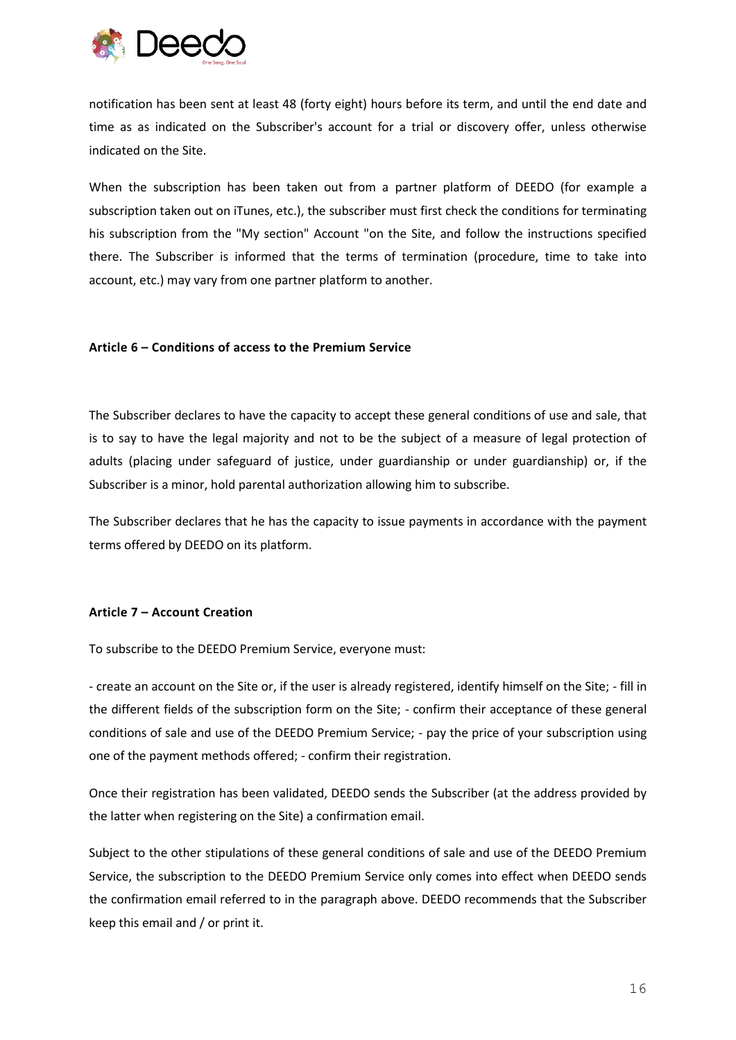notification has been sent at least 48 (forty eight) hours before its term, and until the end date and time as as indicated on the Subscriber's account for a trial or discovery offer, unless otherwise indicated on the Site.

When the subscription has been taken out from a partner platform of DEEDO (for example a subscription taken out on iTunes, etc.), the subscriber must first check the conditions for terminating his subscription from the "My section" Account "on the Site, and follow the instructions specified there. The Subscriber is informed that the terms of termination (procedure, time to take into account, etc.) may vary from one partner platform to another.

**Article 6 – Conditions of access to the Premium Service**

The Subscriber declares to have the capacity to accept these general conditions of use and sale, that is to say to have the legal majority and not to be the subject of a measure of legal protection of adults (placing under safeguard of justice, under guardianship or under guardianship) or, if the Subscriber is a minor, hold parental authorization allowing him to subscribe.

The Subscriber declares that he has the capacity to issue payments in accordance with the payment terms offered by DEEDO on its platform.

**Article 7 – Account Creation**

To subscribe to the DEEDO Premium Service, everyone must:

- create an account on the Site or, if the user is already registered, identify himself on the Site; - fill in the different fields of the subscription form on the Site; - confirm their acceptance of these general conditions of sale and use of the DEEDO Premium Service; - pay the price of your subscription using one of the payment methods offered; - confirm their registration.

Once their registration has been validated, DEEDO sends the Subscriber (at the address provided by the latter when registering on the Site) a confirmation email.

Subject to the other stipulations of these general conditions of sale and use of the DEEDO Premium Service, the subscription to the DEEDO Premium Service only comes into effect when DEEDO sends the confirmation email referred to in the paragraph above. DEEDO recommends that the Subscriber keep this email and / or print it.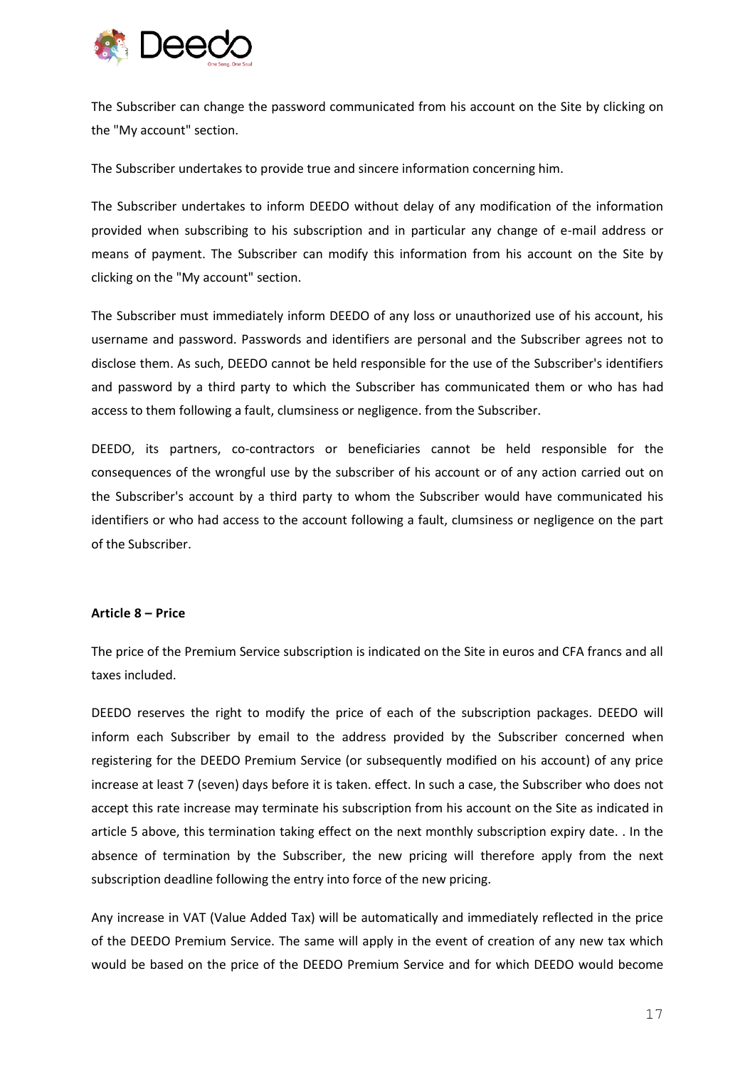The Subscriber can change the password communicated from his account on the Site by clicking on the "My account" section.

The Subscriber undertakes to provide true and sincere information concerning him.

The Subscriber undertakes to inform DEEDO without delay of any modification of the information provided when subscribing to his subscription and in particular any change of e-mail address or means of payment. The Subscriber can modify this information from his account on the Site by clicking on the "My account" section.

The Subscriber must immediately inform DEEDO of any loss or unauthorized use of his account, his username and password. Passwords and identifiers are personal and the Subscriber agrees not to disclose them. As such, DEEDO cannot be held responsible for the use of the Subscriber's identifiers and password by a third party to which the Subscriber has communicated them or who has had access to them following a fault, clumsiness or negligence. from the Subscriber.

DEEDO, its partners, co-contractors or beneficiaries cannot be held responsible for the consequences of the wrongful use by the subscriber of his account or of any action carried out on the Subscriber's account by a third party to whom the Subscriber would have communicated his identifiers or who had access to the account following a fault, clumsiness or negligence on the part of the Subscriber.

**Article 8 – Price**

The price of the Premium Service subscription is indicated on the Site in euros and CFA francs and all taxes included.

DEEDO reserves the right to modify the price of each of the subscription packages. DEEDO will inform each Subscriber by email to the address provided by the Subscriber concerned when registering for the DEEDO Premium Service (or subsequently modified on his account) of any price increase at least 7 (seven) days before it is taken. effect. In such a case, the Subscriber who does not accept this rate increase may terminate his subscription from his account on the Site as indicated in article 5 above, this termination taking effect on the next monthly subscription expiry date. . In the absence of termination by the Subscriber, the new pricing will therefore apply from the next subscription deadline following the entry into force of the new pricing.

Any increase in VAT (Value Added Tax) will be automatically and immediately reflected in the price of the DEEDO Premium Service. The same will apply in the event of creation of any new tax which would be based on the price of the DEEDO Premium Service and for which DEEDO would become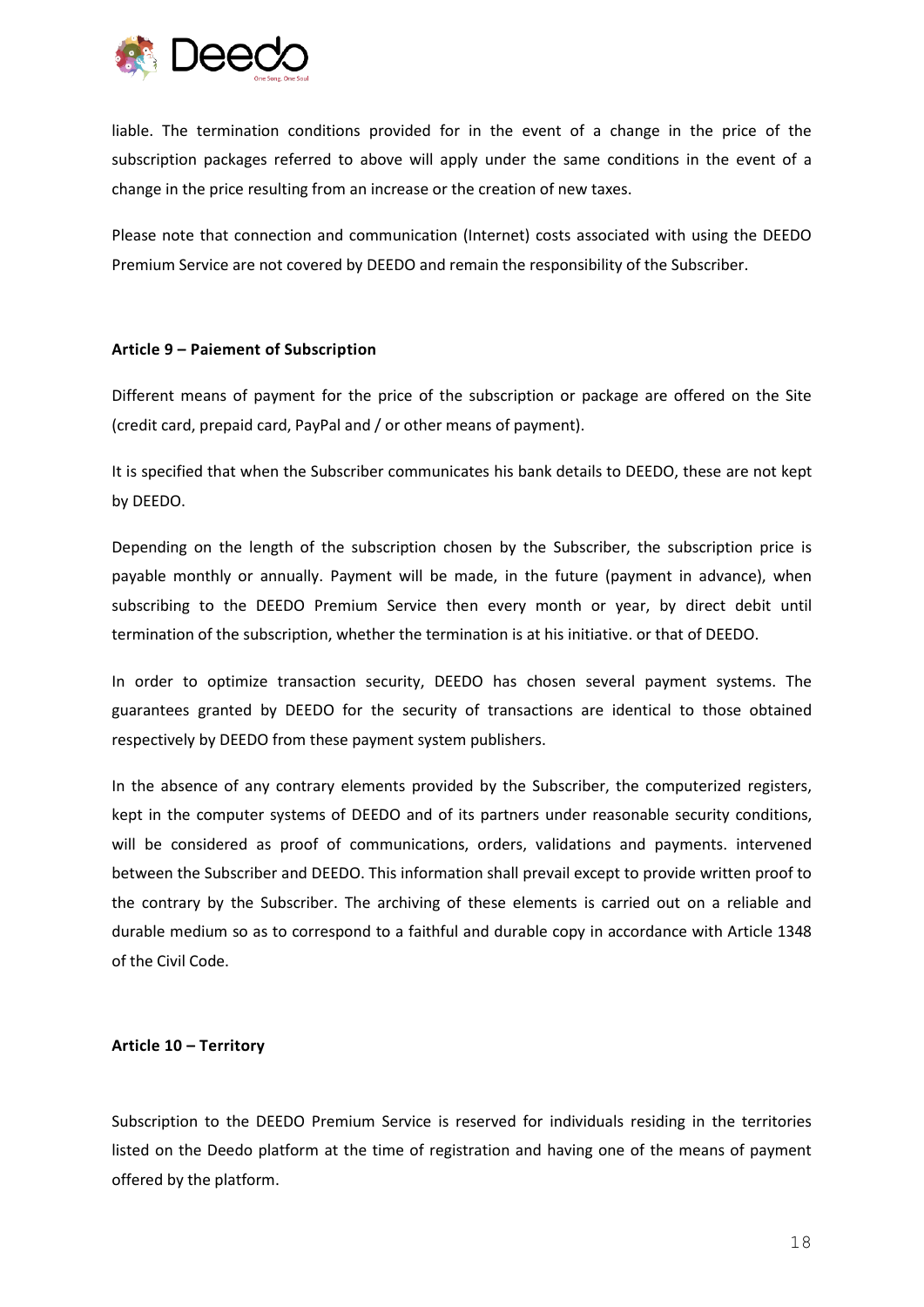liable. The termination conditions provided for in the event of a change in the price of the subscription packages referred to above will apply under the same conditions in the event of a change in the price resulting from an increase or the creation of new taxes.

Please note that connection and communication (Internet) costs associated with using the DEEDO Premium Service are not covered by DEEDO and remain the responsibility of the Subscriber.

**Article 9 – Paiement of Subscription**

Different means of payment for the price of the subscription or package are offered on the Site (credit card, prepaid card, PayPal and / or other means of payment).

It is specified that when the Subscriber communicates his bank details to DEEDO, these are not kept by DEEDO.

Depending on the length of the subscription chosen by the Subscriber, the subscription price is payable monthly or annually. Payment will be made, in the future (payment in advance), when subscribing to the DEEDO Premium Service then every month or year, by direct debit until termination of the subscription, whether the termination is at his initiative. or that of DEEDO.

In order to optimize transaction security, DEEDO has chosen several payment systems. The guarantees granted by DEEDO for the security of transactions are identical to those obtained respectively by DEEDO from these payment system publishers.

In the absence of any contrary elements provided by the Subscriber, the computerized registers, kept in the computer systems of DEEDO and of its partners under reasonable security conditions, will be considered as proof of communications, orders, validations and payments. intervened between the Subscriber and DEEDO. This information shall prevail except to provide written proof to the contrary by the Subscriber. The archiving of these elements is carried out on a reliable and durable medium so as to correspond to a faithful and durable copy in accordance with Article 1348 of the Civil Code.

**Article 10 – Territory**

Subscription to the DEEDO Premium Service is reserved for individuals residing in the territories listed on the Deedo platform at the time of registration and having one of the means of payment offered by the platform.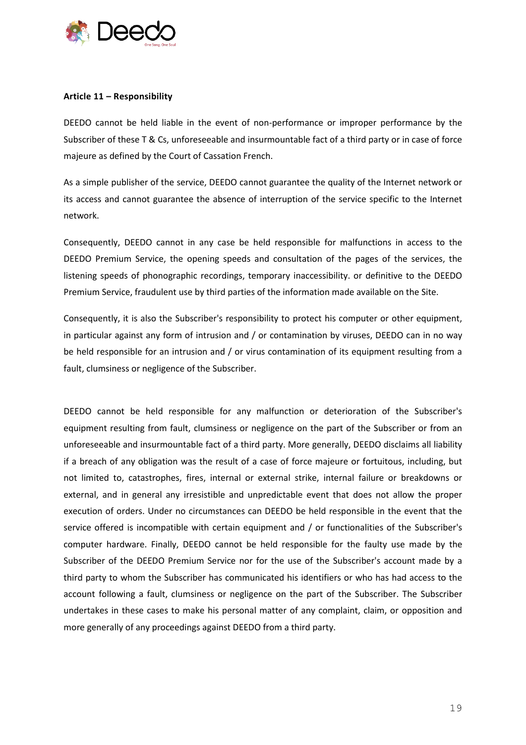**Article 11 – Responsibility**

DEEDO cannot be held liable in the event of non-performance or improper performance by the Subscriber of these T & Cs, unforeseeable and insurmountable fact of a third party or in case of force majeure as defined by the Court of Cassation French.

As a simple publisher of the service, DEEDO cannot guarantee the quality of the Internet network or its access and cannot guarantee the absence of interruption of the service specific to the Internet network.

Consequently, DEEDO cannot in any case be held responsible for malfunctions in access to the DEEDO Premium Service, the opening speeds and consultation of the pages of the services, the listening speeds of phonographic recordings, temporary inaccessibility. or definitive to the DEEDO Premium Service, fraudulent use by third parties of the information made available on the Site.

Consequently, it is also the Subscriber's responsibility to protect his computer or other equipment, in particular against any form of intrusion and / or contamination by viruses, DEEDO can in no way be held responsible for an intrusion and / or virus contamination of its equipment resulting from a fault, clumsiness or negligence of the Subscriber.

DEEDO cannot be held responsible for any malfunction or deterioration of the Subscriber's equipment resulting from fault, clumsiness or negligence on the part of the Subscriber or from an unforeseeable and insurmountable fact of a third party. More generally, DEEDO disclaims all liability if a breach of any obligation was the result of a case of force majeure or fortuitous, including, but not limited to, catastrophes, fires, internal or external strike, internal failure or breakdowns or external, and in general any irresistible and unpredictable event that does not allow the proper execution of orders. Under no circumstances can DEEDO be held responsible in the event that the service offered is incompatible with certain equipment and / or functionalities of the Subscriber's computer hardware. Finally, DEEDO cannot be held responsible for the faulty use made by the Subscriber of the DEEDO Premium Service nor for the use of the Subscriber's account made by a third party to whom the Subscriber has communicated his identifiers or who has had access to the account following a fault, clumsiness or negligence on the part of the Subscriber. The Subscriber undertakes in these cases to make his personal matter of any complaint, claim, or opposition and more generally of any proceedings against DEEDO from a third party.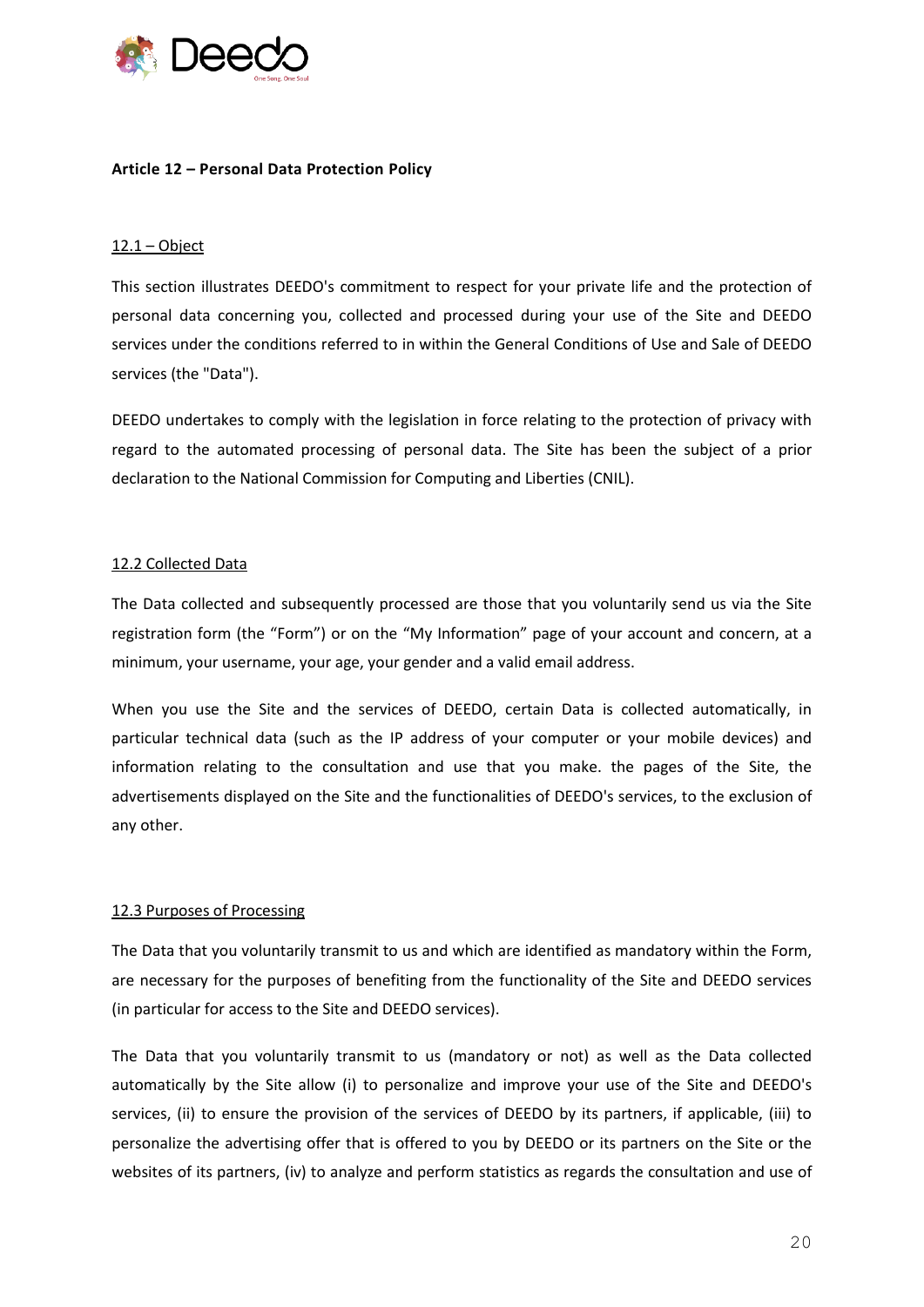**Article 12 – Personal Data Protection Policy**

12.1 – Object

This section illustrates DEEDO's commitment to respect for your private life and the protection of personal data concerning you, collected and processed during your use of the Site and DEEDO services under the conditions referred to in within the General Conditions of Use and Sale of DEEDO services (the "Data").

DEEDO undertakes to comply with the legislation in force relating to the protection of privacy with regard to the automated processing of personal data. The Site has been the subject of a prior declaration to the National Commission for Computing and Liberties (CNIL).

12.2 Collected Data

The Data collected and subsequently processed are those that you voluntarily send us via the Site registration form (the "Form") or on the "My Information" page of your account and concern, at a minimum, your username, your age, your gender and a valid email address.

When you use the Site and the services of DEEDO, certain Data is collected automatically, in particular technical data (such as the IP address of your computer or your mobile devices) and information relating to the consultation and use that you make. the pages of the Site, the advertisements displayed on the Site and the functionalities of DEEDO's services, to the exclusion of any other.

12.3 Purposes of Processing

The Data that you voluntarily transmit to us and which are identified as mandatory within the Form, are necessary for the purposes of benefiting from the functionality of the Site and DEEDO services (in particular for access to the Site and DEEDO services).

The Data that you voluntarily transmit to us (mandatory or not) as well as the Data collected automatically by the Site allow (i) to personalize and improve your use of the Site and DEEDO's services, (ii) to ensure the provision of the services of DEEDO by its partners, if applicable, (iii) to personalize the advertising offer that is offered to you by DEEDO or its partners on the Site or the websites of its partners, (iv) to analyze and perform statistics as regards the consultation and use of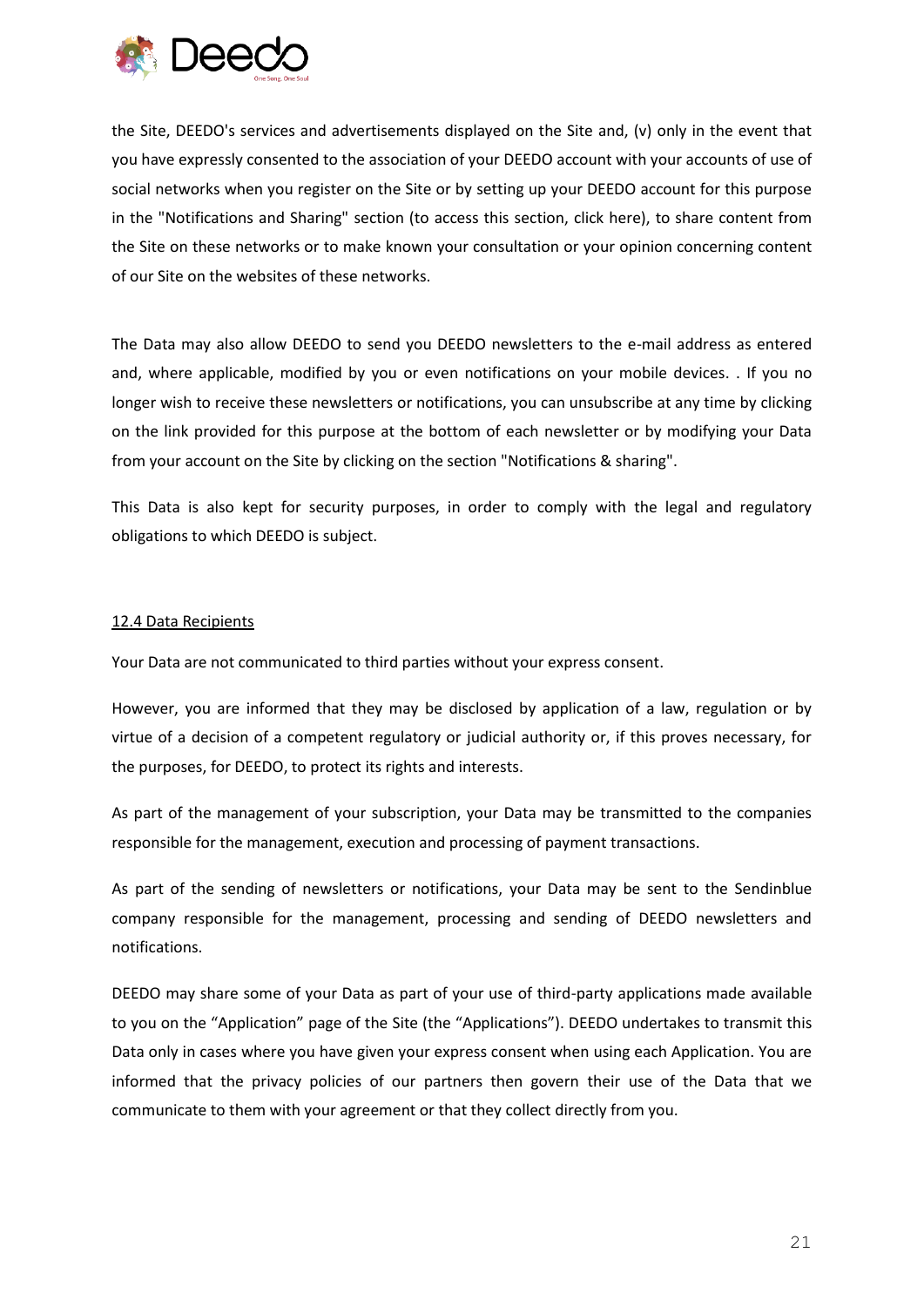the Site, DEEDO's services and advertisements displayed on the Site and, (v) only in the event that you have expressly consented to the association of your DEEDO account with your accounts of use of social networks when you register on the Site or by setting up your DEEDO account for this purpose in the "Notifications and Sharing" section (to access this section, click here), to share content from the Site on these networks or to make known your consultation or your opinion concerning content of our Site on the websites of these networks.

The Data may also allow DEEDO to send you DEEDO newsletters to the e-mail address as entered and, where applicable, modified by you or even notifications on your mobile devices. . If you no longer wish to receive these newsletters or notifications, you can unsubscribe at any time by clicking on the link provided for this purpose at the bottom of each newsletter or by modifying your Data from your account on the Site by clicking on the section "Notifications & sharing".

This Data is also kept for security purposes, in order to comply with the legal and regulatory obligations to which DEEDO is subject.

### 12.4 Data Recipients

Your Data are not communicated to third parties without your express consent.

However, you are informed that they may be disclosed by application of a law, regulation or by virtue of a decision of a competent regulatory or judicial authority or, if this proves necessary, for the purposes, for DEEDO, to protect its rights and interests.

As part of the management of your subscription, your Data may be transmitted to the companies responsible for the management, execution and processing of payment transactions.

As part of the sending of newsletters or notifications, your Data may be sent to the Sendinblue company responsible for the management, processing and sending of DEEDO newsletters and notifications.

DEEDO may share some of your Data as part of your use of third-party applications made available to you on the "Application" page of the Site (the "Applications"). DEEDO undertakes to transmit this Data only in cases where you have given your express consent when using each Application. You are informed that the privacy policies of our partners then govern their use of the Data that we communicate to them with your agreement or that they collect directly from you.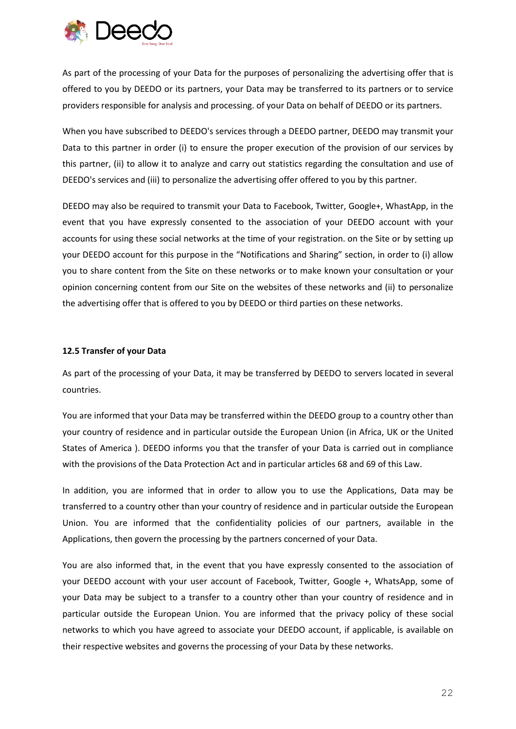As part of the processing of your Data for the purposes of personalizing the advertising offer that is offered to you by DEEDO or its partners, your Data may be transferred to its partners or to service providers responsible for analysis and processing. of your Data on behalf of DEEDO or its partners.

When you have subscribed to DEEDO's services through a DEEDO partner, DEEDO may transmit your Data to this partner in order (i) to ensure the proper execution of the provision of our services by this partner, (ii) to allow it to analyze and carry out statistics regarding the consultation and use of DEEDO's services and (iii) to personalize the advertising offer offered to you by this partner.

DEEDO may also be required to transmit your Data to Facebook, Twitter, Google+, WhastApp, in the event that you have expressly consented to the association of your DEEDO account with your accounts for using these social networks at the time of your registration. on the Site or by setting up your DEEDO account for this purpose in the "Notifications and Sharing" section, in order to (i) allow you to share content from the Site on these networks or to make known your consultation or your opinion concerning content from our Site on the websites of these networks and (ii) to personalize the advertising offer that is offered to you by DEEDO or third parties on these networks.

**12.5 Transfer of your Data**

As part of the processing of your Data, it may be transferred by DEEDO to servers located in several countries.

You are informed that your Data may be transferred within the DEEDO group to a country other than your country of residence and in particular outside the European Union (in Africa, UK or the United States of America ). DEEDO informs you that the transfer of your Data is carried out in compliance with the provisions of the Data Protection Act and in particular articles 68 and 69 of this Law.

In addition, you are informed that in order to allow you to use the Applications, Data may be transferred to a country other than your country of residence and in particular outside the European Union. You are informed that the confidentiality policies of our partners, available in the Applications, then govern the processing by the partners concerned of your Data.

You are also informed that, in the event that you have expressly consented to the association of your DEEDO account with your user account of Facebook, Twitter, Google +, WhatsApp, some of your Data may be subject to a transfer to a country other than your country of residence and in particular outside the European Union. You are informed that the privacy policy of these social networks to which you have agreed to associate your DEEDO account, if applicable, is available on their respective websites and governs the processing of your Data by these networks.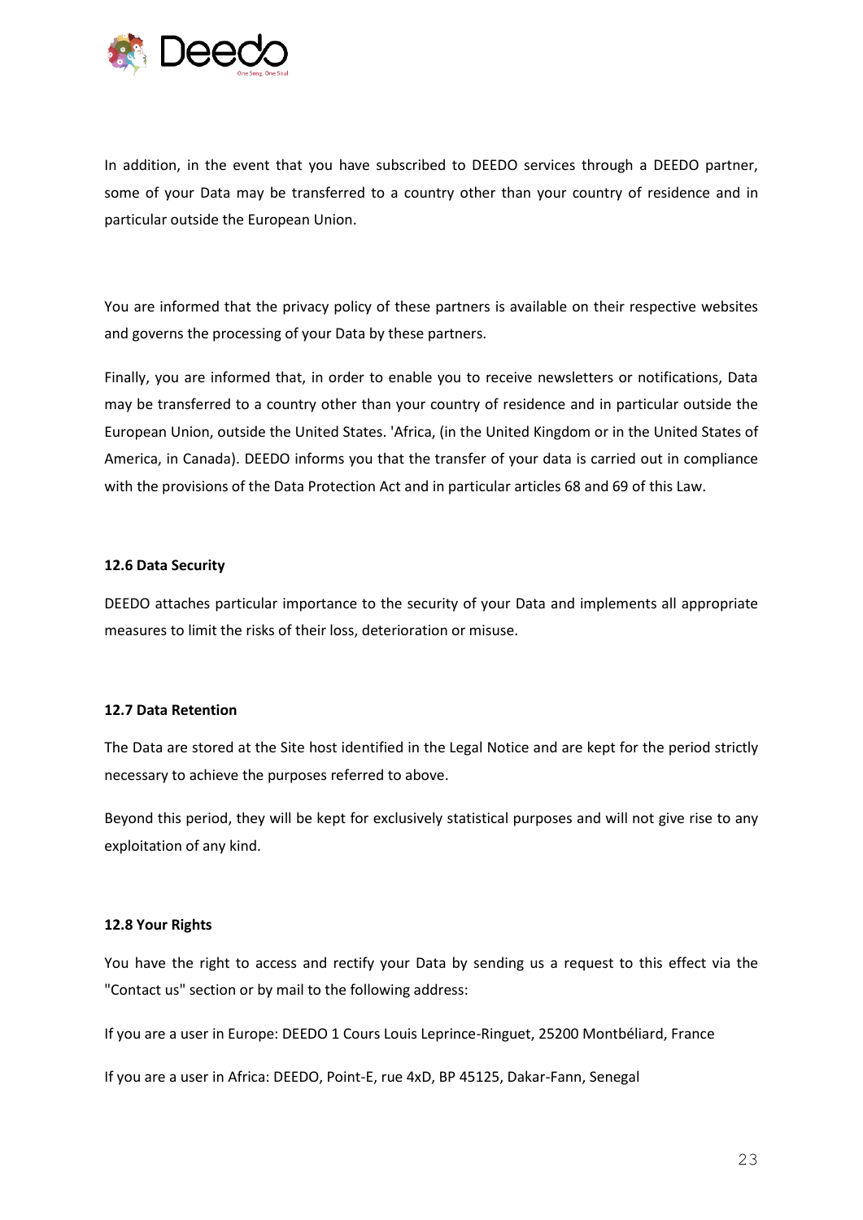In addition, in the event that you have subscribed to DEEDO services through a DEEDO partner, some of your Data may be transferred to a country other than your country of residence and in particular outside the European Union.

You are informed that the privacy policy of these partners is available on their respective websites and governs the processing of your Data by these partners.

Finally, you are informed that, in order to enable you to receive newsletters or notifications, Data may be transferred to a country other than your country of residence and in particular outside the European Union, outside the United States. 'Africa, (in the United Kingdom or in the United States of America, in Canada). DEEDO informs you that the transfer of your data is carried out in compliance with the provisions of the Data Protection Act and in particular articles 68 and 69 of this Law.

#### 12.6 Data Security

DEEDO attaches particular importance to the security of your Data and implements all appropriate measures to limit the risks of their loss, deterioration or misuse.

#### 12.7 Data Retention

The Data are stored at the Site host identified in the Legal Notice and are kept for the period strictly necessary to achieve the purposes referred to above.

Beyond this period, they will be kept for exclusively statistical purposes and will not give rise to any exploitation of any kind.

#### 12.8 Your Rights

You have the right to access and rectify your Data by sending us a request to this effect via the "Contact us" section or by mail to the following address:

If you are a user in Europe: DEEDO 1 Cours Louis Leprince-Ringuet, 25200 Montbéliard, France

If you are a user in Africa: DEEDO, Point-E, rue 4xD, BP 45125, Dakar-Fann, Senegal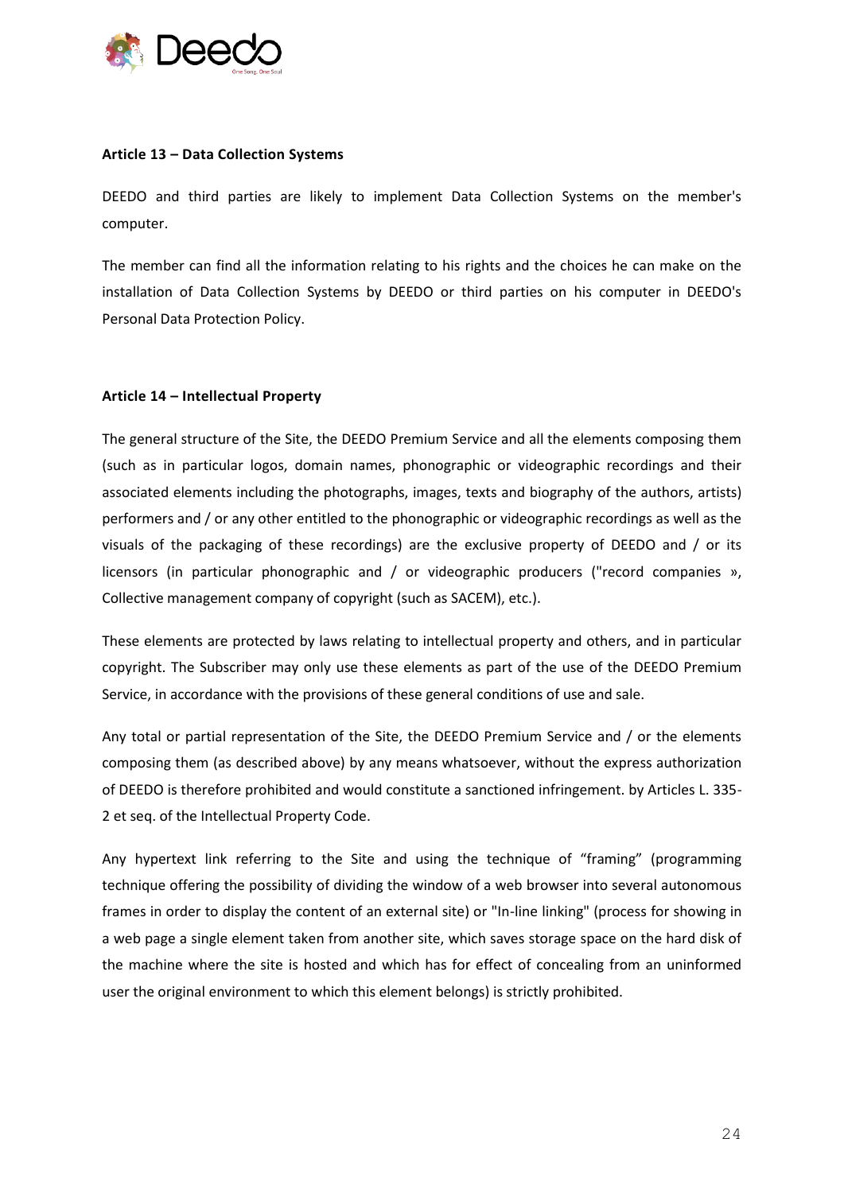**Article 13 – Data Collection Systems**

DEEDO and third parties are likely to implement Data Collection Systems on the member's computer.

The member can find all the information relating to his rights and the choices he can make on the installation of Data Collection Systems by DEEDO or third parties on his computer in DEEDO's Personal Data Protection Policy.

**Article 14 – Intellectual Property**

The general structure of the Site, the DEEDO Premium Service and all the elements composing them (such as in particular logos, domain names, phonographic or videographic recordings and their associated elements including the photographs, images, texts and biography of the authors, artists) performers and / or any other entitled to the phonographic or videographic recordings as well as the visuals of the packaging of these recordings) are the exclusive property of DEEDO and / or its licensors (in particular phonographic and / or videographic producers ("record companies », Collective management company of copyright (such as SACEM), etc.).

These elements are protected by laws relating to intellectual property and others, and in particular copyright. The Subscriber may only use these elements as part of the use of the DEEDO Premium Service, in accordance with the provisions of these general conditions of use and sale.

Any total or partial representation of the Site, the DEEDO Premium Service and / or the elements composing them (as described above) by any means whatsoever, without the express authorization of DEEDO is therefore prohibited and would constitute a sanctioned infringement. by Articles L. 335-2 et seq. of the Intellectual Property Code.

Any hypertext link referring to the Site and using the technique of "framing" (programming technique offering the possibility of dividing the window of a web browser into several autonomous frames in order to display the content of an external site) or "In-line linking" (process for showing in a web page a single element taken from another site, which saves storage space on the hard disk of the machine where the site is hosted and which has for effect of concealing from an uninformed user the original environment to which this element belongs) is strictly prohibited.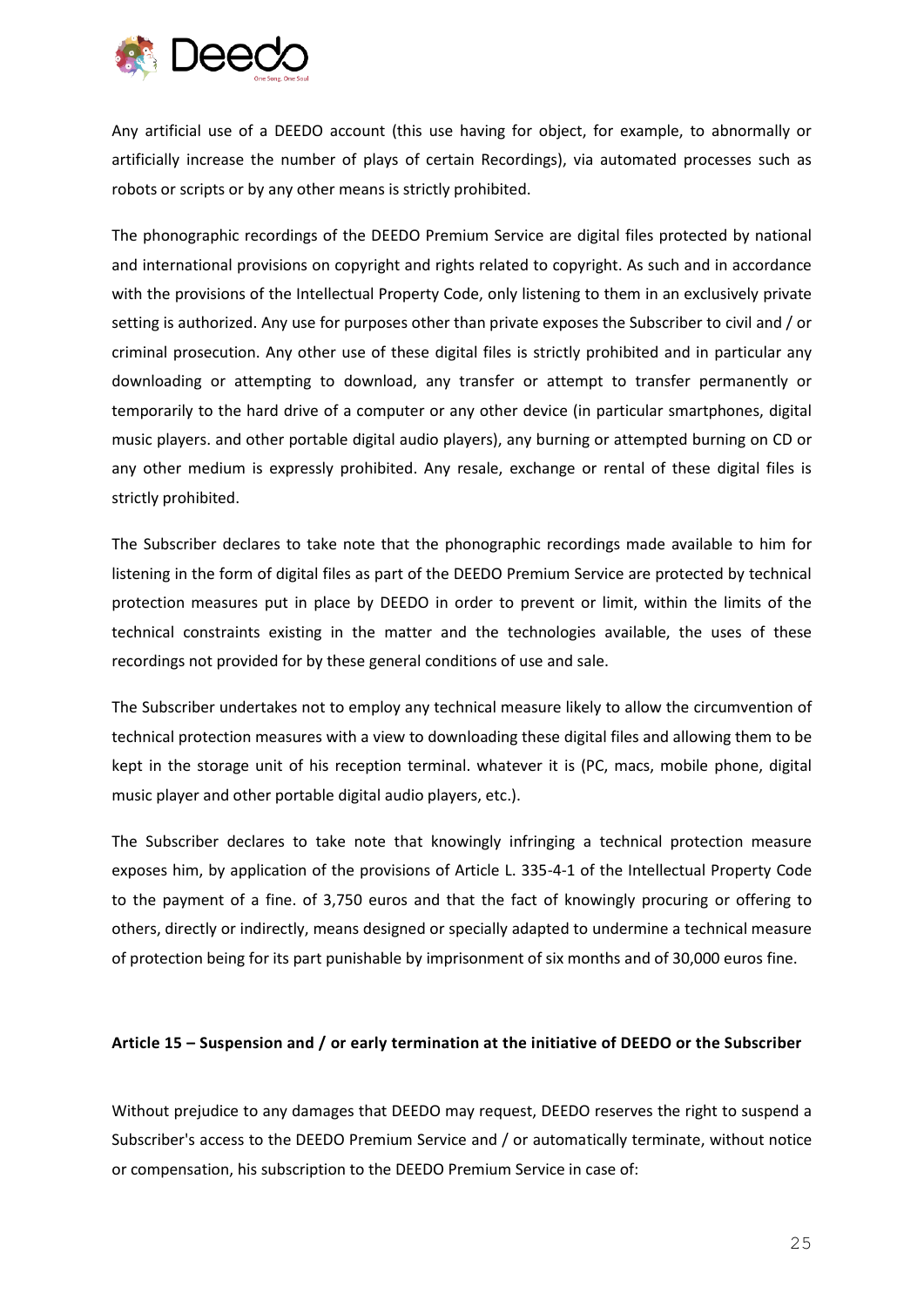Any artificial use of a DEEDO account (this use having for object, for example, to abnormally or artificially increase the number of plays of certain Recordings), via automated processes such as robots or scripts or by any other means is strictly prohibited.

The phonographic recordings of the DEEDO Premium Service are digital files protected by national and international provisions on copyright and rights related to copyright. As such and in accordance with the provisions of the Intellectual Property Code, only listening to them in an exclusively private setting is authorized. Any use for purposes other than private exposes the Subscriber to civil and / or criminal prosecution. Any other use of these digital files is strictly prohibited and in particular any downloading or attempting to download, any transfer or attempt to transfer permanently or temporarily to the hard drive of a computer or any other device (in particular smartphones, digital music players. and other portable digital audio players), any burning or attempted burning on CD or any other medium is expressly prohibited. Any resale, exchange or rental of these digital files is strictly prohibited.

The Subscriber declares to take note that the phonographic recordings made available to him for listening in the form of digital files as part of the DEEDO Premium Service are protected by technical protection measures put in place by DEEDO in order to prevent or limit, within the limits of the technical constraints existing in the matter and the technologies available, the uses of these recordings not provided for by these general conditions of use and sale.

The Subscriber undertakes not to employ any technical measure likely to allow the circumvention of technical protection measures with a view to downloading these digital files and allowing them to be kept in the storage unit of his reception terminal. whatever it is (PC, macs, mobile phone, digital music player and other portable digital audio players, etc.).

The Subscriber declares to take note that knowingly infringing a technical protection measure exposes him, by application of the provisions of Article L. 335-4-1 of the Intellectual Property Code to the payment of a fine. of 3,750 euros and that the fact of knowingly procuring or offering to others, directly or indirectly, means designed or specially adapted to undermine a technical measure of protection being for its part punishable by imprisonment of six months and of 30,000 euros fine.

**Article 15 – Suspension and / or early termination at the initiative of DEEDO or the Subscriber**

Without prejudice to any damages that DEEDO may request, DEEDO reserves the right to suspend a Subscriber's access to the DEEDO Premium Service and / or automatically terminate, without notice or compensation, his subscription to the DEEDO Premium Service in case of: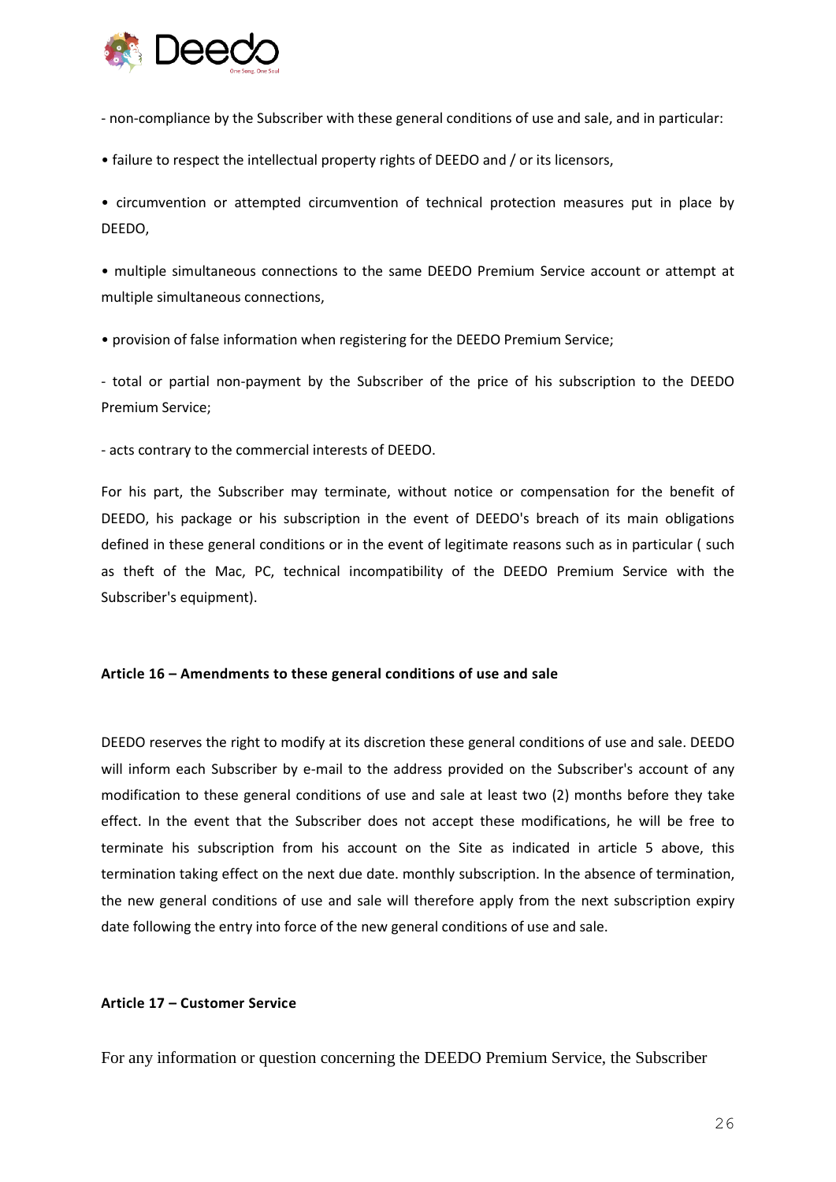- non-compliance by the Subscriber with these general conditions of use and sale, and in particular:

• failure to respect the intellectual property rights of DEEDO and / or its licensors,

• circumvention or attempted circumvention of technical protection measures put in place by DEEDO,

• multiple simultaneous connections to the same DEEDO Premium Service account or attempt at multiple simultaneous connections,

• provision of false information when registering for the DEEDO Premium Service;

- total or partial non-payment by the Subscriber of the price of his subscription to the DEEDO Premium Service;

- acts contrary to the commercial interests of DEEDO.

For his part, the Subscriber may terminate, without notice or compensation for the benefit of DEEDO, his package or his subscription in the event of DEEDO's breach of its main obligations defined in these general conditions or in the event of legitimate reasons such as in particular ( such as theft of the Mac, PC, technical incompatibility of the DEEDO Premium Service with the Subscriber's equipment).

**Article 16 – Amendments to these general conditions of use and sale**

DEEDO reserves the right to modify at its discretion these general conditions of use and sale. DEEDO will inform each Subscriber by e-mail to the address provided on the Subscriber's account of any modification to these general conditions of use and sale at least two (2) months before they take effect. In the event that the Subscriber does not accept these modifications, he will be free to terminate his subscription from his account on the Site as indicated in article 5 above, this termination taking effect on the next due date. monthly subscription. In the absence of termination, the new general conditions of use and sale will therefore apply from the next subscription expiry date following the entry into force of the new general conditions of use and sale.

**Article 17 – Customer Service**

For any information or question concerning the DEEDO Premium Service, the Subscriber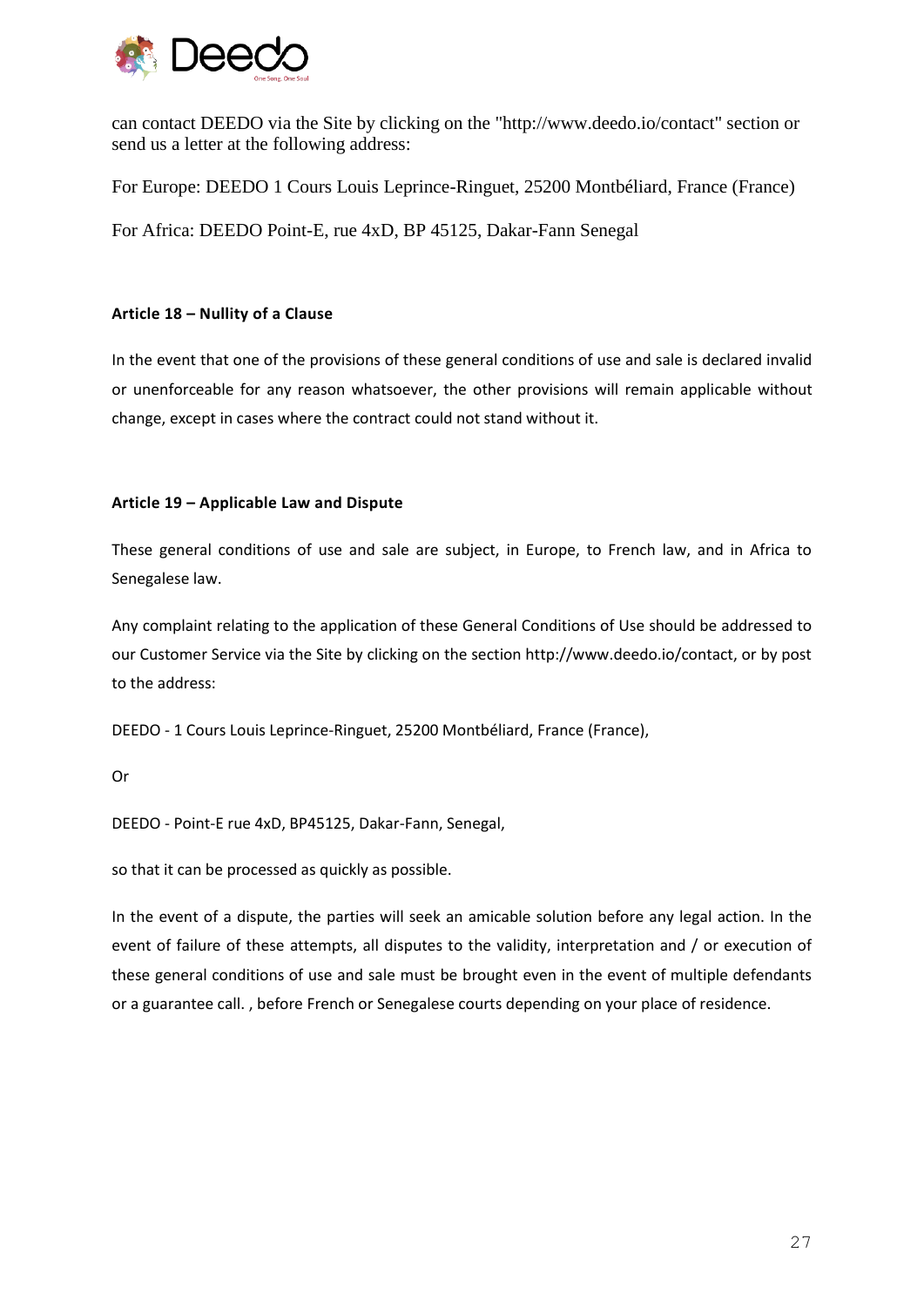can contact DEEDO via the Site by clicking on the "http://www.deedo.io/contact" section or send us a letter at the following address:

For Europe: DEEDO 1 Cours Louis Leprince-Ringuet, 25200 Montbéliard, France (France)

For Africa: DEEDO Point-E, rue 4xD, BP 45125, Dakar-Fann Senegal

**Article 18 – Nullity of a Clause**

In the event that one of the provisions of these general conditions of use and sale is declared invalid or unenforceable for any reason whatsoever, the other provisions will remain applicable without change, except in cases where the contract could not stand without it.

**Article 19 – Applicable Law and Dispute**

These general conditions of use and sale are subject, in Europe, to French law, and in Africa to Senegalese law.

Any complaint relating to the application of these General Conditions of Use should be addressed to our Customer Service via the Site by clicking on the section http://www.deedo.io/contact, or by post to the address:

DEEDO - 1 Cours Louis Leprince-Ringuet, 25200 Montbéliard, France (France),

Or

DEEDO - Point-E rue 4xD, BP45125, Dakar-Fann, Senegal,

so that it can be processed as quickly as possible.

In the event of a dispute, the parties will seek an amicable solution before any legal action. In the event of failure of these attempts, all disputes to the validity, interpretation and / or execution of these general conditions of use and sale must be brought even in the event of multiple defendants or a guarantee call. , before French or Senegalese courts depending on your place of residence.